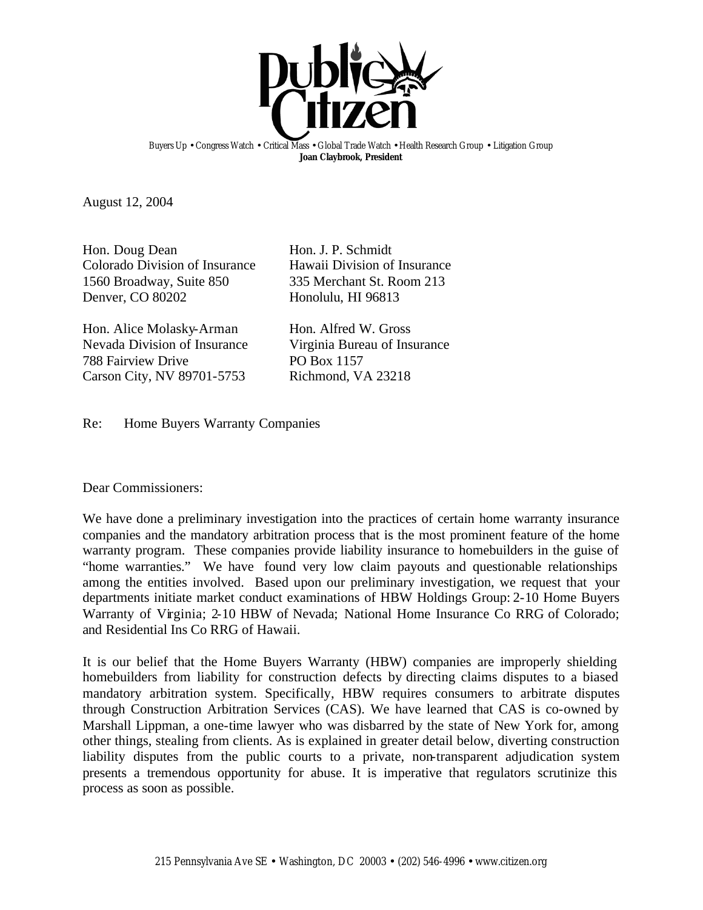# Public Citizen

Buyers Up • Congress Watch • Critical Mass • Global Trade Watch • Health Research Group • Litigation Group

**Joan Claybrook, President**

August 12, 2004

Hon. Doug Dean
Colorado Division of Insurance
1560 Broadway, Suite 850
Denver, CO 80202

Hon. J. P. Schmidt
Hawaii Division of Insurance
335 Merchant St. Room 213
Honolulu, HI 96813

Hon. Alice Molasky-Arman
Nevada Division of Insurance
788 Fairview Drive
Carson City, NV 89701-5753

Hon. Alfred W. Gross
Virginia Bureau of Insurance
PO Box 1157
Richmond, VA 23218

Re: Home Buyers Warranty Companies

Dear Commissioners:

We have done a preliminary investigation into the practices of certain home warranty insurance companies and the mandatory arbitration process that is the most prominent feature of the home warranty program. These companies provide liability insurance to homebuilders in the guise of "home warranties." We have found very low claim payouts and questionable relationships among the entities involved. Based upon our preliminary investigation, we request that your departments initiate market conduct examinations of HBW Holdings Group: 2-10 Home Buyers Warranty of Virginia; 2-10 HBW of Nevada; National Home Insurance Co RRG of Colorado; and Residential Ins Co RRG of Hawaii.

It is our belief that the Home Buyers Warranty (HBW) companies are improperly shielding homebuilders from liability for construction defects by directing claims disputes to a biased mandatory arbitration system. Specifically, HBW requires consumers to arbitrate disputes through Construction Arbitration Services (CAS). We have learned that CAS is co-owned by Marshall Lippman, a one-time lawyer who was disbarred by the state of New York for, among other things, stealing from clients. As is explained in greater detail below, diverting construction liability disputes from the public courts to a private, non-transparent adjudication system presents a tremendous opportunity for abuse. It is imperative that regulators scrutinize this process as soon as possible.

215 Pennsylvania Ave SE • Washington, DC 20003 • (202) 546-4996 • www.citizen.org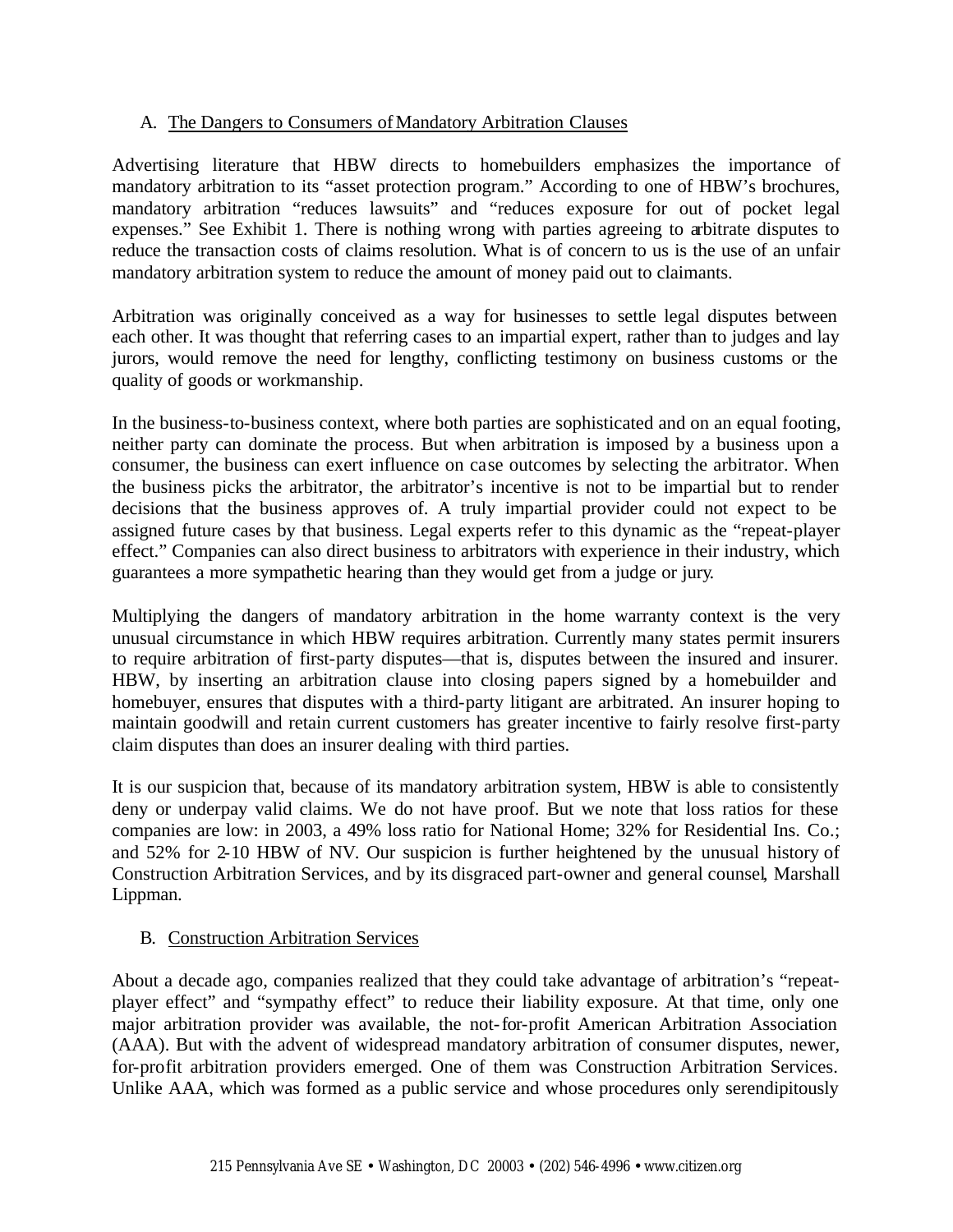## A. The Dangers to Consumers of Mandatory Arbitration Clauses

Advertising literature that HBW directs to homebuilders emphasizes the importance of mandatory arbitration to its "asset protection program." According to one of HBW's brochures, mandatory arbitration "reduces lawsuits" and "reduces exposure for out of pocket legal expenses." See Exhibit 1. There is nothing wrong with parties agreeing to arbitrate disputes to reduce the transaction costs of claims resolution. What is of concern to us is the use of an unfair mandatory arbitration system to reduce the amount of money paid out to claimants.

Arbitration was originally conceived as a way for businesses to settle legal disputes between each other. It was thought that referring cases to an impartial expert, rather than to judges and lay jurors, would remove the need for lengthy, conflicting testimony on business customs or the quality of goods or workmanship.

In the business-to-business context, where both parties are sophisticated and on an equal footing, neither party can dominate the process. But when arbitration is imposed by a business upon a consumer, the business can exert influence on case outcomes by selecting the arbitrator. When the business picks the arbitrator, the arbitrator's incentive is not to be impartial but to render decisions that the business approves of. A truly impartial provider could not expect to be assigned future cases by that business. Legal experts refer to this dynamic as the "repeat-player effect." Companies can also direct business to arbitrators with experience in their industry, which guarantees a more sympathetic hearing than they would get from a judge or jury.

Multiplying the dangers of mandatory arbitration in the home warranty context is the very unusual circumstance in which HBW requires arbitration. Currently many states permit insurers to require arbitration of first-party disputes—that is, disputes between the insured and insurer. HBW, by inserting an arbitration clause into closing papers signed by a homebuilder and homebuyer, ensures that disputes with a third-party litigant are arbitrated. An insurer hoping to maintain goodwill and retain current customers has greater incentive to fairly resolve first-party claim disputes than does an insurer dealing with third parties.

It is our suspicion that, because of its mandatory arbitration system, HBW is able to consistently deny or underpay valid claims. We do not have proof. But we note that loss ratios for these companies are low: in 2003, a 49% loss ratio for National Home; 32% for Residential Ins. Co.; and 52% for 2-10 HBW of NV. Our suspicion is further heightened by the unusual history of Construction Arbitration Services, and by its disgraced part-owner and general counsel, Marshall Lippman.

## B. Construction Arbitration Services

About a decade ago, companies realized that they could take advantage of arbitration's "repeat-player effect" and "sympathy effect" to reduce their liability exposure. At that time, only one major arbitration provider was available, the not-for-profit American Arbitration Association (AAA). But with the advent of widespread mandatory arbitration of consumer disputes, newer, for-profit arbitration providers emerged. One of them was Construction Arbitration Services. Unlike AAA, which was formed as a public service and whose procedures only serendipitously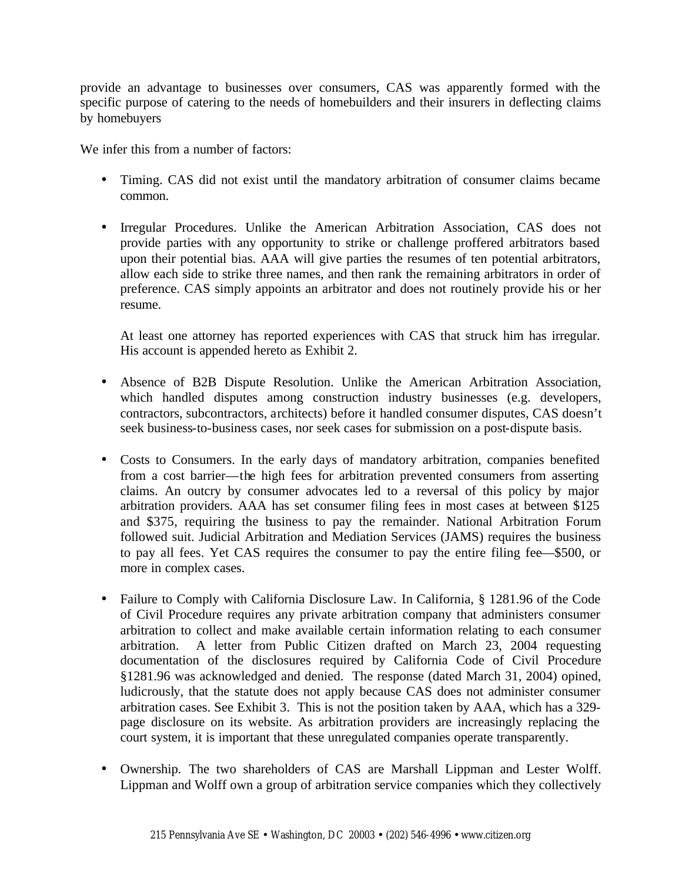provide an advantage to businesses over consumers, CAS was apparently formed with the specific purpose of catering to the needs of homebuilders and their insurers in deflecting claims by homebuyers

We infer this from a number of factors:

- Timing. CAS did not exist until the mandatory arbitration of consumer claims became common.

- Irregular Procedures. Unlike the American Arbitration Association, CAS does not provide parties with any opportunity to strike or challenge proffered arbitrators based upon their potential bias. AAA will give parties the resumes of ten potential arbitrators, allow each side to strike three names, and then rank the remaining arbitrators in order of preference. CAS simply appoints an arbitrator and does not routinely provide his or her resume.

  At least one attorney has reported experiences with CAS that struck him has irregular. His account is appended hereto as Exhibit 2.

- Absence of B2B Dispute Resolution. Unlike the American Arbitration Association, which handled disputes among construction industry businesses (e.g. developers, contractors, subcontractors, architects) before it handled consumer disputes, CAS doesn't seek business-to-business cases, nor seek cases for submission on a post-dispute basis.

- Costs to Consumers. In the early days of mandatory arbitration, companies benefited from a cost barrier—the high fees for arbitration prevented consumers from asserting claims. An outcry by consumer advocates led to a reversal of this policy by major arbitration providers. AAA has set consumer filing fees in most cases at between $125 and $375, requiring the business to pay the remainder. National Arbitration Forum followed suit. Judicial Arbitration and Mediation Services (JAMS) requires the business to pay all fees. Yet CAS requires the consumer to pay the entire filing fee—$500, or more in complex cases.

- Failure to Comply with California Disclosure Law. In California, § 1281.96 of the Code of Civil Procedure requires any private arbitration company that administers consumer arbitration to collect and make available certain information relating to each consumer arbitration. A letter from Public Citizen drafted on March 23, 2004 requesting documentation of the disclosures required by California Code of Civil Procedure §1281.96 was acknowledged and denied. The response (dated March 31, 2004) opined, ludicrously, that the statute does not apply because CAS does not administer consumer arbitration cases. See Exhibit 3. This is not the position taken by AAA, which has a 329-page disclosure on its website. As arbitration providers are increasingly replacing the court system, it is important that these unregulated companies operate transparently.

- Ownership. The two shareholders of CAS are Marshall Lippman and Lester Wolff. Lippman and Wolff own a group of arbitration service companies which they collectively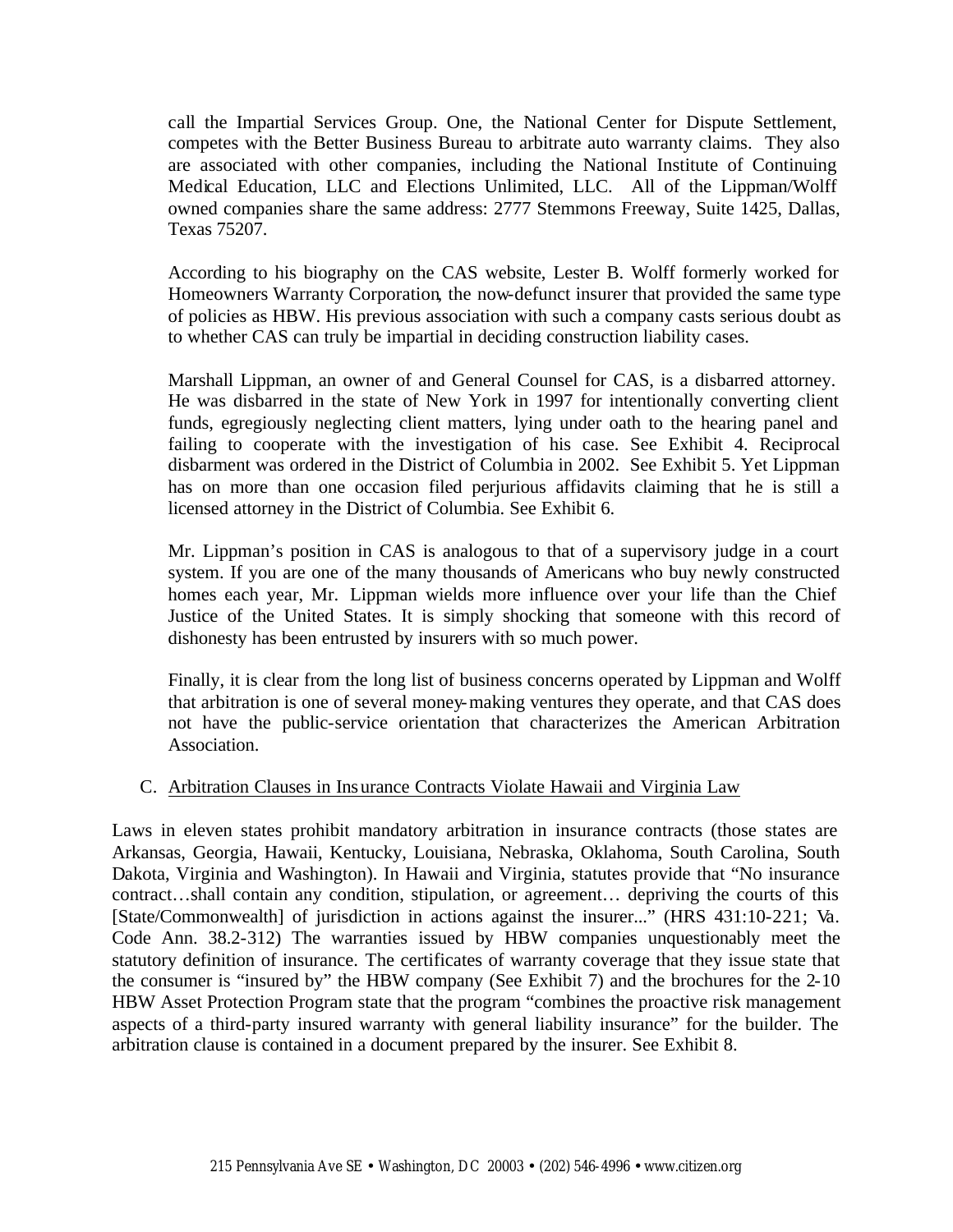call the Impartial Services Group. One, the National Center for Dispute Settlement, competes with the Better Business Bureau to arbitrate auto warranty claims. They also are associated with other companies, including the National Institute of Continuing Medical Education, LLC and Elections Unlimited, LLC. All of the Lippman/Wolff owned companies share the same address: 2777 Stemmons Freeway, Suite 1425, Dallas, Texas 75207.

According to his biography on the CAS website, Lester B. Wolff formerly worked for Homeowners Warranty Corporation, the now-defunct insurer that provided the same type of policies as HBW. His previous association with such a company casts serious doubt as to whether CAS can truly be impartial in deciding construction liability cases.

Marshall Lippman, an owner of and General Counsel for CAS, is a disbarred attorney. He was disbarred in the state of New York in 1997 for intentionally converting client funds, egregiously neglecting client matters, lying under oath to the hearing panel and failing to cooperate with the investigation of his case. See Exhibit 4. Reciprocal disbarment was ordered in the District of Columbia in 2002. See Exhibit 5. Yet Lippman has on more than one occasion filed perjurious affidavits claiming that he is still a licensed attorney in the District of Columbia. See Exhibit 6.

Mr. Lippman's position in CAS is analogous to that of a supervisory judge in a court system. If you are one of the many thousands of Americans who buy newly constructed homes each year, Mr. Lippman wields more influence over your life than the Chief Justice of the United States. It is simply shocking that someone with this record of dishonesty has been entrusted by insurers with so much power.

Finally, it is clear from the long list of business concerns operated by Lippman and Wolff that arbitration is one of several money-making ventures they operate, and that CAS does not have the public-service orientation that characterizes the American Arbitration Association.

C. Arbitration Clauses in Insurance Contracts Violate Hawaii and Virginia Law

Laws in eleven states prohibit mandatory arbitration in insurance contracts (those states are Arkansas, Georgia, Hawaii, Kentucky, Louisiana, Nebraska, Oklahoma, South Carolina, South Dakota, Virginia and Washington). In Hawaii and Virginia, statutes provide that "No insurance contract…shall contain any condition, stipulation, or agreement… depriving the courts of this [State/Commonwealth] of jurisdiction in actions against the insurer..." (HRS 431:10-221; Va. Code Ann. 38.2-312) The warranties issued by HBW companies unquestionably meet the statutory definition of insurance. The certificates of warranty coverage that they issue state that the consumer is "insured by" the HBW company (See Exhibit 7) and the brochures for the 2-10 HBW Asset Protection Program state that the program "combines the proactive risk management aspects of a third-party insured warranty with general liability insurance" for the builder. The arbitration clause is contained in a document prepared by the insurer. See Exhibit 8.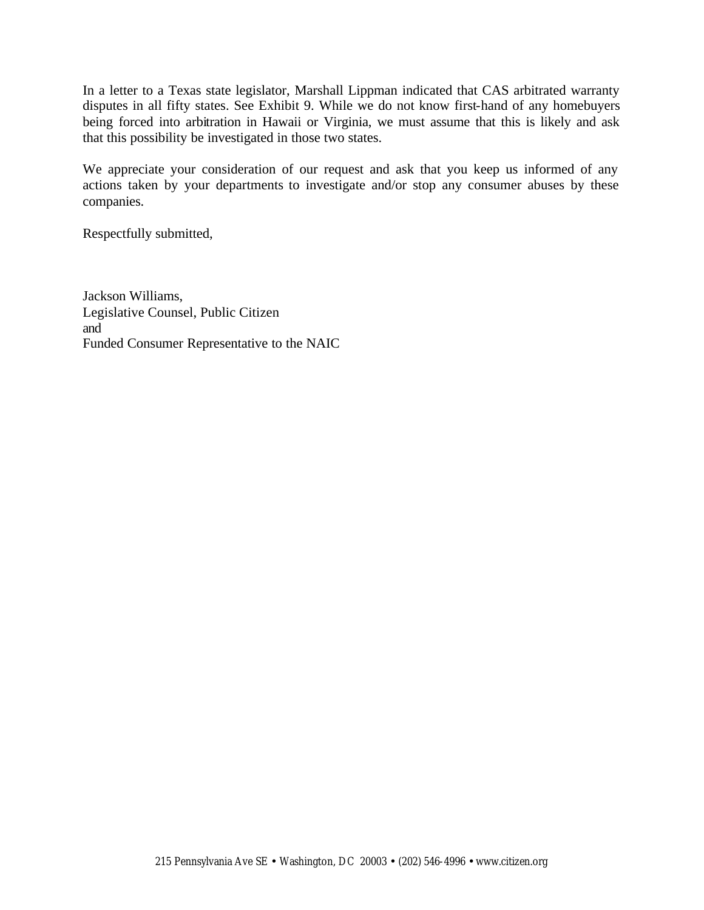In a letter to a Texas state legislator, Marshall Lippman indicated that CAS arbitrated warranty disputes in all fifty states. See Exhibit 9. While we do not know first-hand of any homebuyers being forced into arbitration in Hawaii or Virginia, we must assume that this is likely and ask that this possibility be investigated in those two states.

We appreciate your consideration of our request and ask that you keep us informed of any actions taken by your departments to investigate and/or stop any consumer abuses by these companies.

Respectfully submitted,

Jackson Williams,  
Legislative Counsel, Public Citizen  
and  
Funded Consumer Representative to the NAIC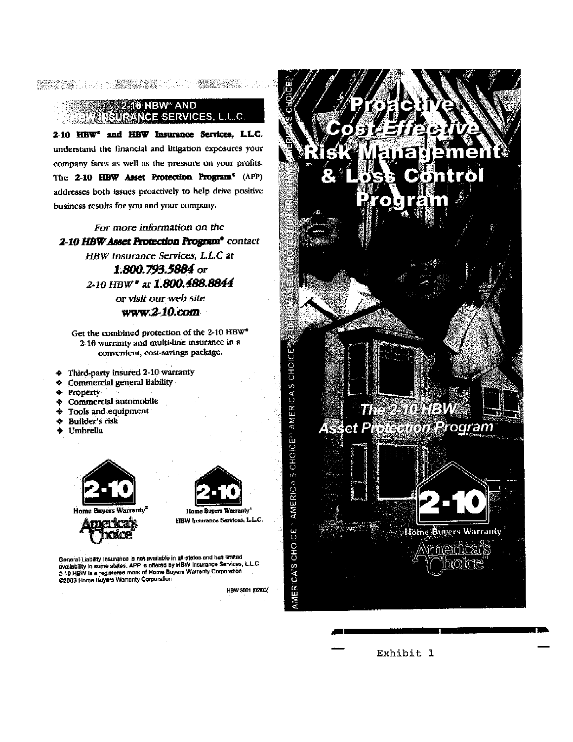## 2-10 HBW® AND HBW INSURANCE SERVICES, L.L.C.

**2-10 HBW® and HBW Insurance Services, L.L.C.** understand the financial and litigation exposures your company faces as well as the pressure on your profits. The **2-10 HBW Asset Protection Program®** (APP) addresses both issues proactively to help drive positive business results for you and your company.

*For more information on the*
***2-10 HBW Asset Protection Program®*** *contact*
*HBW Insurance Services, L.L.C at*
***1.800.793.5884*** *or*
*2-10 HBW® at* ***1.800.488.8844***
*or visit our web site*
***www.2-10.com***

Get the combined protection of the 2-10 HBW® 2-10 warranty and multi-line insurance in a convenient, cost-savings package.

- Third-party insured 2-10 warranty
- Commercial general liability
- Property
- Commercial automobile
- Tools and equipment
- Builder's risk
- Umbrella

2-10 Home Buyers Warranty® America's Choice®

2-10 Home Buyers Warranty® HBW Insurance Services, L.L.C.

General Liability Insurance is not available in all states and has limited availability in some states. APP is offered by HBW Insurance Services, L.L.C. 2-10 HBW is a registered mark of Home Buyers Warranty Corporation ©2003 Home Buyers Warranty Corporation

HBW 3001 (02/03)

# Proactive Cost-Effective Risk Management & Loss Control Program

## The 2-10 HBW® Asset Protection Program®

2-10 Home Buyers Warranty® America's Choice®

Exhibit 1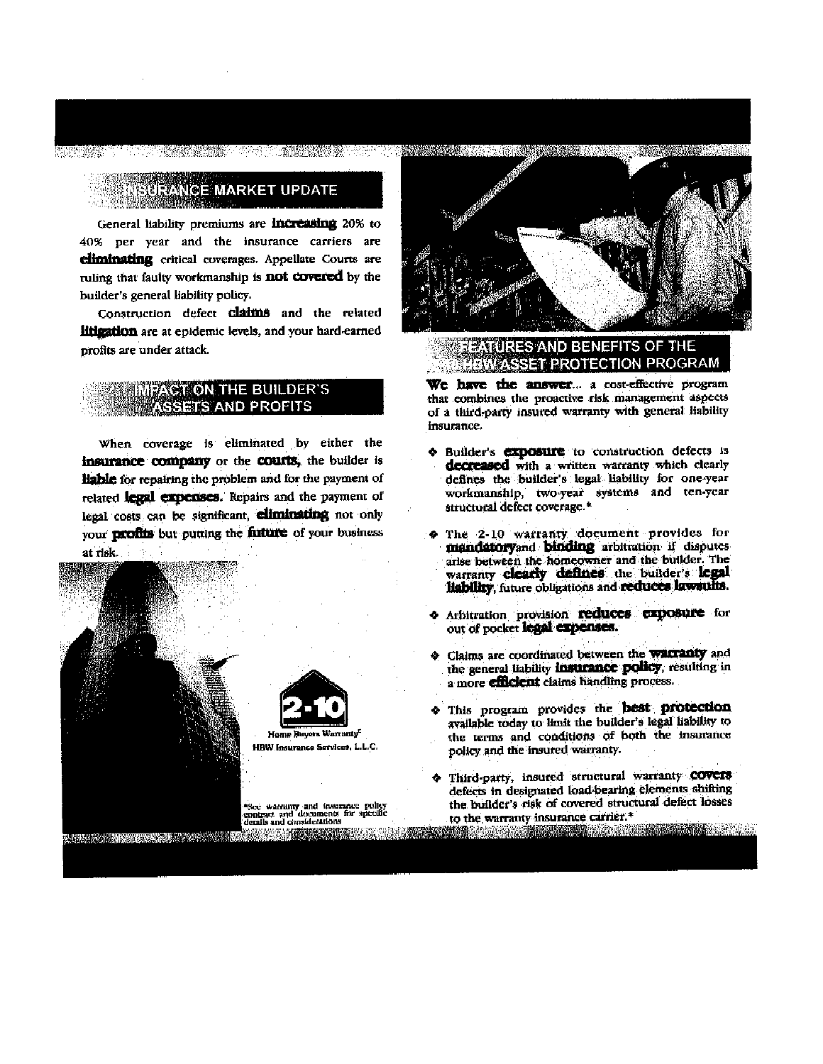## INSURANCE MARKET UPDATE

General liability premiums are **increasing** 20% to 40% per year and the insurance carriers are **eliminating** critical coverages. Appellate Courts are ruling that faulty workmanship is **not covered** by the builder's general liability policy.

Construction defect **claims** and the related **litigation** are at epidemic levels, and your hard-earned profits are under attack.

## IMPACT ON THE BUILDER'S ASSETS AND PROFITS

When coverage is eliminated by either the **insurance company** or the **courts**, the builder is **liable** for repairing the problem and for the payment of related **legal expenses.** Repairs and the payment of legal costs can be significant, **eliminating** not only your **profits** but putting the **future** of your business at risk.

2-10 Home Buyers Warranty®
HBW Insurance Services, L.L.C.

*See warranty and insurance policy contract and documents for specific details and considerations

## FEATURES AND BENEFITS OF THE HBW ASSET PROTECTION PROGRAM

**We have the answer**... a cost-effective program that combines the proactive risk management aspects of a third-party insured warranty with general liability insurance.

- Builder's **exposure** to construction defects is **decreased** with a written warranty which clearly defines the builder's legal liability for one-year workmanship, two-year systems and ten-year structural defect coverage.*
- The 2-10 warranty document provides for **mandatory** and **binding** arbitration if disputes arise between the homeowner and the builder. The warranty **clearly defines** the builder's **legal liability**, future obligations and **reduces lawsuits.**
- Arbitration provision **reduces exposure** for out of pocket **legal expenses.**
- Claims are coordinated between the **warranty** and the general liability **insurance policy**, resulting in a more **efficient** claims handling process.
- This program provides the **best protection** available today to limit the builder's legal liability to the terms and conditions of both the insurance policy and the insured warranty.
- Third-party, insured structural warranty **covers** defects in designated load-bearing elements shifting the builder's risk of covered structural defect losses to the warranty insurance carrier.*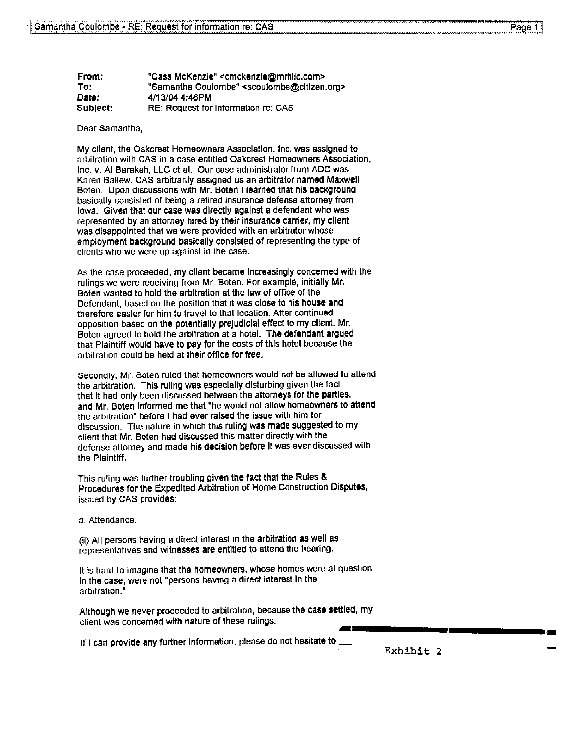From: "Cass McKenzie" <cmckenzie@mrhllc.com>
To: "Samantha Coulombe" <scoulombe@citizen.org>
*Date:* 4/13/04 4:46PM
Subject: RE: Request for information re: CAS

Dear Samantha,

My client, the Oakcrest Homeowners Association, Inc. was assigned to arbitration with CAS in a case entitled Oakcrest Homeowners Association, Inc. v. Al Barakah, LLC et al. Our case administrator from ADC was Karen Ballew. CAS arbitrarily assigned us an arbitrator named Maxwell Boten. Upon discussions with Mr. Boten I learned that his background basically consisted of being a retired insurance defense attorney from Iowa. Given that our case was directly against a defendant who was represented by an attorney hired by their insurance carrier, my client was disappointed that we were provided with an arbitrator whose employment background basically consisted of representing the type of clients who we were up against in the case.

As the case proceeded, my client became increasingly concerned with the rulings we were receiving from Mr. Boten. For example, initially Mr. Boten wanted to hold the arbitration at the law of office of the Defendant, based on the position that it was close to his house and therefore easier for him to travel to that location. After continued opposition based on the potentially prejudicial effect to my client, Mr. Boten agreed to hold the arbitration at a hotel. The defendant argued that Plaintiff would have to pay for the costs of this hotel because the arbitration could be held at their office for free.

Secondly, Mr. Boten ruled that homeowners would not be allowed to attend the arbitration. This ruling was especially disturbing given the fact that it had only been discussed between the attorneys for the parties, and Mr. Boten informed me that "he would not allow homeowners to attend the arbitration" before I had ever raised the issue with him for discussion. The nature in which this ruling was made suggested to my client that Mr. Boten had discussed this matter directly with the defense attorney and made his decision before it was ever discussed with the Plaintiff.

This ruling was further troubling given the fact that the Rules & Procedures for the Expedited Arbitration of Home Construction Disputes, issued by CAS provides:

a. Attendance.

(ii) All persons having a direct interest in the arbitration as well as representatives and witnesses are entitled to attend the hearing.

It is hard to imagine that the homeowners, whose homes were at question in the case, were not "persons having a direct interest in the arbitration."

Although we never proceeded to arbitration, because the case settled, my client was concerned with nature of these rulings.

If I can provide any further information, please do not hesitate to ___

Exhibit 2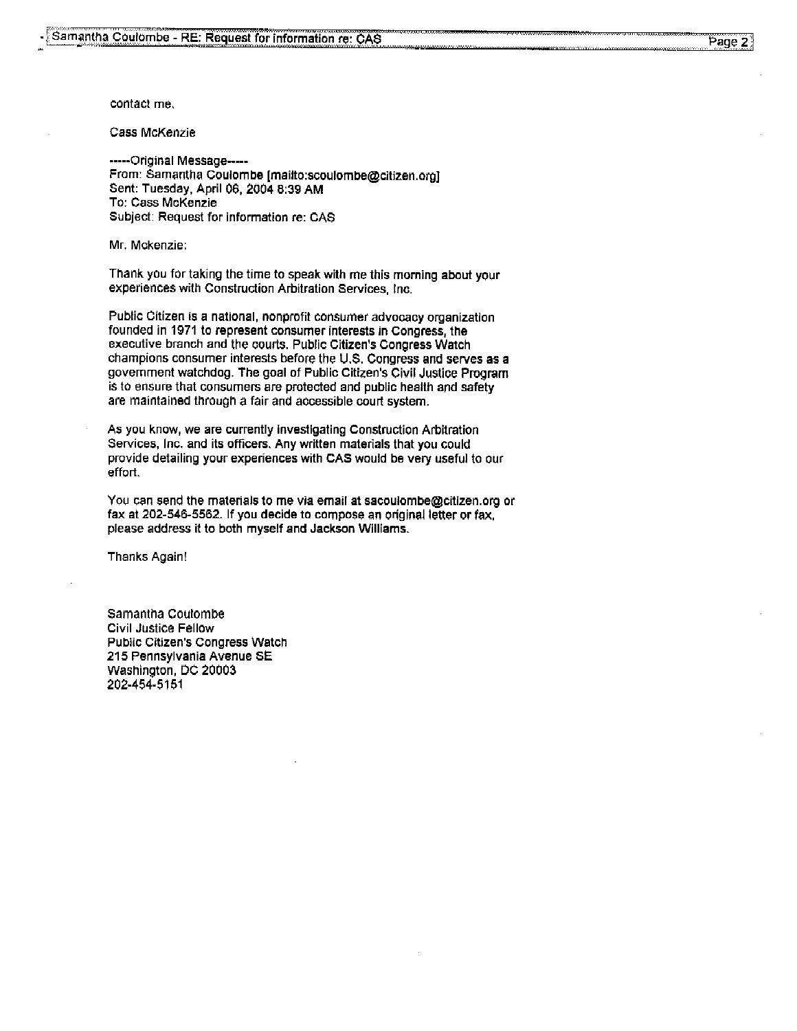contact me.

Cass McKenzie

-----Original Message-----
From: Samantha Coulombe [mailto:scoulombe@citizen.org]
Sent: Tuesday, April 06, 2004 8:39 AM
To: Cass McKenzie
Subject: Request for information re: CAS

Mr. Mckenzie:

Thank you for taking the time to speak with me this morning about your experiences with Construction Arbitration Services, Inc.

Public Citizen is a national, nonprofit consumer advocacy organization founded in 1971 to represent consumer interests in Congress, the executive branch and the courts. Public Citizen's Congress Watch champions consumer interests before the U.S. Congress and serves as a government watchdog. The goal of Public Citizen's Civil Justice Program is to ensure that consumers are protected and public health and safety are maintained through a fair and accessible court system.

As you know, we are currently investigating Construction Arbitration Services, Inc. and its officers. Any written materials that you could provide detailing your experiences with CAS would be very useful to our effort.

You can send the materials to me via email at sacoulombe@citizen.org or fax at 202-546-5562. If you decide to compose an original letter or fax, please address it to both myself and Jackson Williams.

Thanks Again!

Samantha Coulombe
Civil Justice Fellow
Public Citizen's Congress Watch
215 Pennsylvania Avenue SE
Washington, DC 20003
202-454-5151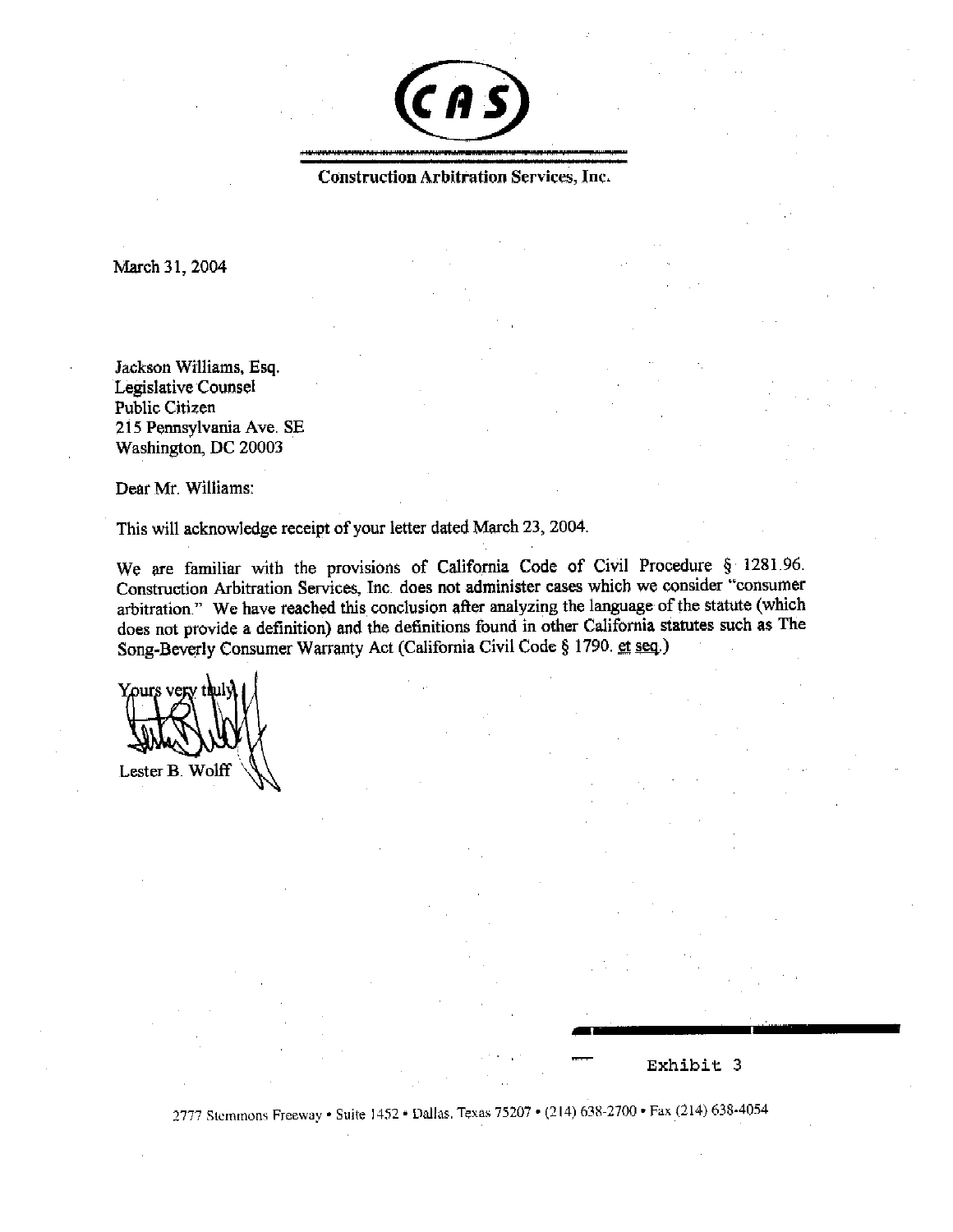**CAS**

**Construction Arbitration Services, Inc.**

March 31, 2004

Jackson Williams, Esq.
Legislative Counsel
Public Citizen
215 Pennsylvania Ave. SE
Washington, DC 20003

Dear Mr. Williams:

This will acknowledge receipt of your letter dated March 23, 2004.

We are familiar with the provisions of California Code of Civil Procedure § 1281.96. Construction Arbitration Services, Inc. does not administer cases which we consider "consumer arbitration." We have reached this conclusion after analyzing the language of the statute (which does not provide a definition) and the definitions found in other California statutes such as The Song-Beverly Consumer Warranty Act (California Civil Code § 1790. et seq.)

Yours very truly,

Lester B. Wolff

Exhibit 3

2777 Stemmons Freeway • Suite 1452 • Dallas, Texas 75207 • (214) 638-2700 • Fax (214) 638-4054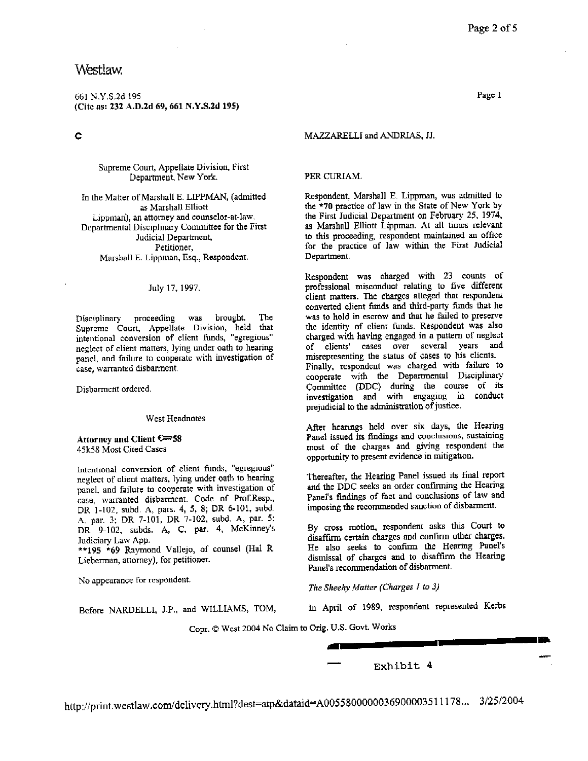Westlaw.

661 N.Y.S.2d 195
(Cite as: 232 A.D.2d 69, 661 N.Y.S.2d 195)

C

Supreme Court, Appellate Division, First Department, New York.

In the Matter of Marshall E. LIPPMAN, (admitted as Marshall Elliott Lippman), an attorney and counselor-at-law.
Departmental Disciplinary Committee for the First Judicial Department,
Petitioner,
Marshall E. Lippman, Esq., Respondent.

July 17, 1997.

Disciplinary proceeding was brought. The Supreme Court, Appellate Division, held that intentional conversion of client funds, "egregious" neglect of client matters, lying under oath to hearing panel, and failure to cooperate with investigation of case, warranted disbarment.

Disbarment ordered.

West Headnotes

**Attorney and Client ⇐58**
45k58 Most Cited Cases

Intentional conversion of client funds, "egregious" neglect of client matters, lying under oath to hearing panel, and failure to cooperate with investigation of case, warranted disbarment. Code of Prof.Resp., DR 1-102, subd. A, pars. 4, 5, 8; DR 6-101, subd. A, par. 3; DR 7-101, DR 7-102, subd. A, par. 5; DR 9-102, subds. A, C, par. 4, McKinney's Judiciary Law App.
**195 *69 Raymond Vallejo, of counsel (Hal R. Lieberman, attorney), for petitioner.

No appearance for respondent.

Before NARDELLI, J.P., and WILLIAMS, TOM, MAZZARELLI and ANDRIAS, JJ.

PER CURIAM.

Respondent, Marshall E. Lippman, was admitted to the *70 practice of law in the State of New York by the First Judicial Department on February 25, 1974, as Marshall Elliott Lippman. At all times relevant to this proceeding, respondent maintained an office for the practice of law within the First Judicial Department.

Respondent was charged with 23 counts of professional misconduct relating to five different client matters. The charges alleged that respondent converted client funds and third-party funds that he was to hold in escrow and that he failed to preserve the identity of client funds. Respondent was also charged with having engaged in a pattern of neglect of clients' cases over several years and misrepresenting the status of cases to his clients. Finally, respondent was charged with failure to cooperate with the Departmental Disciplinary Committee (DDC) during the course of its investigation and with engaging in conduct prejudicial to the administration of justice.

After hearings held over six days, the Hearing Panel issued its findings and conclusions, sustaining most of the charges and giving respondent the opportunity to present evidence in mitigation.

Thereafter, the Hearing Panel issued its final report and the DDC seeks an order confirming the Hearing Panel's findings of fact and conclusions of law and imposing the recommended sanction of disbarment.

By cross motion, respondent asks this Court to disaffirm certain charges and confirm other charges. He also seeks to confirm the Hearing Panel's dismissal of charges and to disaffirm the Hearing Panel's recommendation of disbarment.

*The Sheehy Matter (Charges 1 to 3)*

In April of 1989, respondent represented Kerbs

Exhibit 4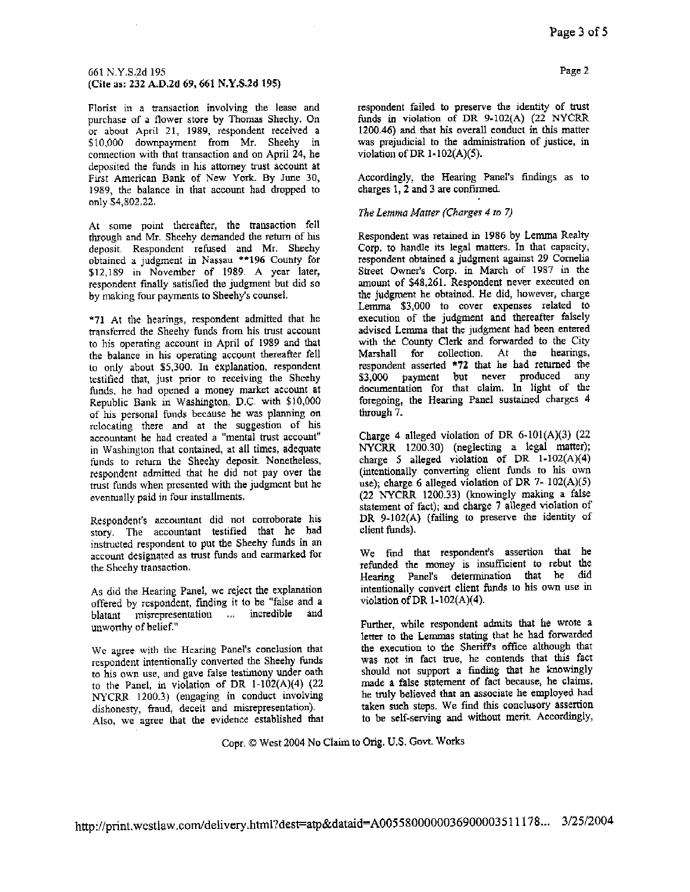Florist in a transaction involving the lease and purchase of a flower store by Thomas Sheehy. On or about April 21, 1989, respondent received a $10,000 downpayment from Mr. Sheehy in connection with that transaction and on April 24, he deposited the funds in his attorney trust account at First American Bank of New York. By June 30, 1989, the balance in that account had dropped to only $4,802.22.

At some point thereafter, the transaction fell through and Mr. Sheehy demanded the return of his deposit. Respondent refused and Mr. Sheehy obtained a judgment in Nassau **196 County for $12,189 in November of 1989. A year later, respondent finally satisfied the judgment but did so by making four payments to Sheehy's counsel.

*71 At the hearings, respondent admitted that he transferred the Sheehy funds from his trust account to his operating account in April of 1989 and that the balance in his operating account thereafter fell to only about $5,300. In explanation, respondent testified that, just prior to receiving the Sheehy funds, he had opened a money market account at Republic Bank in Washington, D.C. with $10,000 of his personal funds because he was planning on relocating there and at the suggestion of his accountant he had created a "mental trust account" in Washington that contained, at all times, adequate funds to return the Sheehy deposit. Nonetheless, respondent admitted that he did not pay over the trust funds when presented with the judgment but he eventually paid in four installments.

Respondent's accountant did not corroborate his story. The accountant testified that he had instructed respondent to put the Sheehy funds in an account designated as trust funds and earmarked for the Sheehy transaction.

As did the Hearing Panel, we reject the explanation offered by respondent, finding it to be "false and a blatant misrepresentation ... incredible and unworthy of belief."

We agree with the Hearing Panel's conclusion that respondent intentionally converted the Sheehy funds to his own use, and gave false testimony under oath to the Panel, in violation of DR 1-102(A)(4) (22 NYCRR 1200.3) (engaging in conduct involving dishonesty, fraud, deceit and misrepresentation). Also, we agree that the evidence established that respondent failed to preserve the identity of trust funds in violation of DR 9-102(A) (22 NYCRR 1200.46) and that his overall conduct in this matter was prejudicial to the administration of justice, in violation of DR 1-102(A)(5).

Accordingly, the Hearing Panel's findings as to charges 1, 2 and 3 are confirmed.

*The Lemma Matter (Charges 4 to 7)*

Respondent was retained in 1986 by Lemma Realty Corp. to handle its legal matters. In that capacity, respondent obtained a judgment against 29 Cornelia Street Owner's Corp. in March of 1987 in the amount of $48,261. Respondent never executed on the judgment he obtained. He did, however, charge Lemma $3,000 to cover expenses related to execution of the judgment and thereafter falsely advised Lemma that the judgment had been entered with the County Clerk and forwarded to the City Marshall for collection. At the hearings, respondent asserted *72 that he had returned the $3,000 payment but never produced any documentation for that claim. In light of the foregoing, the Hearing Panel sustained charges 4 through 7.

Charge 4 alleged violation of DR 6-101(A)(3) (22 NYCRR 1200.30) (neglecting a legal matter); charge 5 alleged violation of DR 1-102(A)(4) (intentionally converting client funds to his own use); charge 6 alleged violation of DR 7- 102(A)(5) (22 NYCRR 1200.33) (knowingly making a false statement of fact); and charge 7 alleged violation of DR 9-102(A) (failing to preserve the identity of client funds).

We find that respondent's assertion that he refunded the money is insufficient to rebut the Hearing Panel's determination that he did intentionally convert client funds to his own use in violation of DR 1-102(A)(4).

Further, while respondent admits that he wrote a letter to the Lemmas stating that he had forwarded the execution to the Sheriff's office although that was not in fact true, he contends that this fact should not support a finding that he knowingly made a false statement of fact because, he claims, he truly believed that an associate he employed had taken such steps. We find this conclusory assertion to be self-serving and without merit. Accordingly,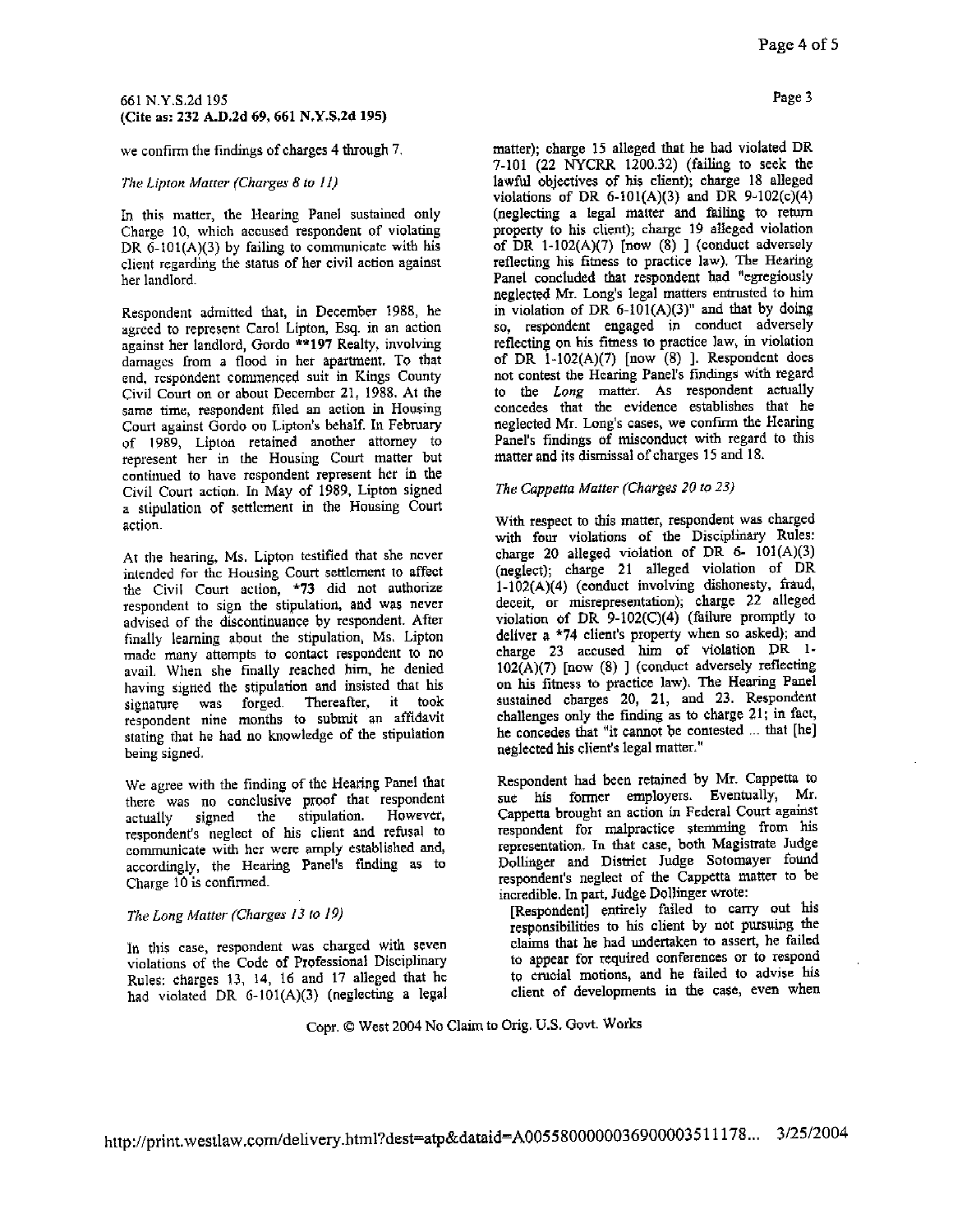we confirm the findings of charges 4 through 7.

*The Lipton Matter (Charges 8 to 11)*

In this matter, the Hearing Panel sustained only Charge 10, which accused respondent of violating DR 6-101(A)(3) by failing to communicate with his client regarding the status of her civil action against her landlord.

Respondent admitted that, in December 1988, he agreed to represent Carol Lipton, Esq. in an action against her landlord, Gordo **197 Realty, involving damages from a flood in her apartment. To that end, respondent commenced suit in Kings County Civil Court on or about December 21, 1988. At the same time, respondent filed an action in Housing Court against Gordo on Lipton's behalf. In February of 1989, Lipton retained another attorney to represent her in the Housing Court matter but continued to have respondent represent her in the Civil Court action. In May of 1989, Lipton signed a stipulation of settlement in the Housing Court action.

At the hearing, Ms. Lipton testified that she never intended for the Housing Court settlement to affect the Civil Court action, *73 did not authorize respondent to sign the stipulation, and was never advised of the discontinuance by respondent. After finally learning about the stipulation, Ms. Lipton made many attempts to contact respondent to no avail. When she finally reached him, he denied having signed the stipulation and insisted that his signature was forged. Thereafter, it took respondent nine months to submit an affidavit stating that he had no knowledge of the stipulation being signed.

We agree with the finding of the Hearing Panel that there was no conclusive proof that respondent actually signed the stipulation. However, respondent's neglect of his client and refusal to communicate with her were amply established and, accordingly, the Hearing Panel's finding as to Charge 10 is confirmed.

*The Long Matter (Charges 13 to 19)*

In this case, respondent was charged with seven violations of the Code of Professional Disciplinary Rules: charges 13, 14, 16 and 17 alleged that he had violated DR 6-101(A)(3) (neglecting a legal matter); charge 15 alleged that he had violated DR 7-101 (22 NYCRR 1200.32) (failing to seek the lawful objectives of his client); charge 18 alleged violations of DR 6-101(A)(3) and DR 9-102(c)(4) (neglecting a legal matter and failing to return property to his client); charge 19 alleged violation of DR 1-102(A)(7) [now (8) ] (conduct adversely reflecting his fitness to practice law). The Hearing Panel concluded that respondent had "egregiously neglected Mr. Long's legal matters entrusted to him in violation of DR 6-101(A)(3)" and that by doing so, respondent engaged in conduct adversely reflecting on his fitness to practice law, in violation of DR 1-102(A)(7) [now (8) ]. Respondent does not contest the Hearing Panel's findings with regard to the *Long* matter. As respondent actually concedes that the evidence establishes that he neglected Mr. Long's cases, we confirm the Hearing Panel's findings of misconduct with regard to this matter and its dismissal of charges 15 and 18.

*The Cappetta Matter (Charges 20 to 23)*

With respect to this matter, respondent was charged with four violations of the Disciplinary Rules: charge 20 alleged violation of DR 6- 101(A)(3) (neglect); charge 21 alleged violation of DR 1-102(A)(4) (conduct involving dishonesty, fraud, deceit, or misrepresentation); charge 22 alleged violation of DR 9-102(C)(4) (failure promptly to deliver a *74 client's property when so asked); and charge 23 accused him of violation DR 1-102(A)(7) [now (8) ] (conduct adversely reflecting on his fitness to practice law). The Hearing Panel sustained charges 20, 21, and 23. Respondent challenges only the finding as to charge 21; in fact, he concedes that "it cannot be contested ... that [he] neglected his client's legal matter."

Respondent had been retained by Mr. Cappetta to sue his former employers. Eventually, Mr. Cappetta brought an action in Federal Court against respondent for malpractice stemming from his representation. In that case, both Magistrate Judge Dollinger and District Judge Sotomayer found respondent's neglect of the Cappetta matter to be incredible. In part, Judge Dollinger wrote:

> [Respondent] entirely failed to carry out his responsibilities to his client by not pursuing the claims that he had undertaken to assert, he failed to appear for required conferences or to respond to crucial motions, and he failed to advise his client of developments in the case, even when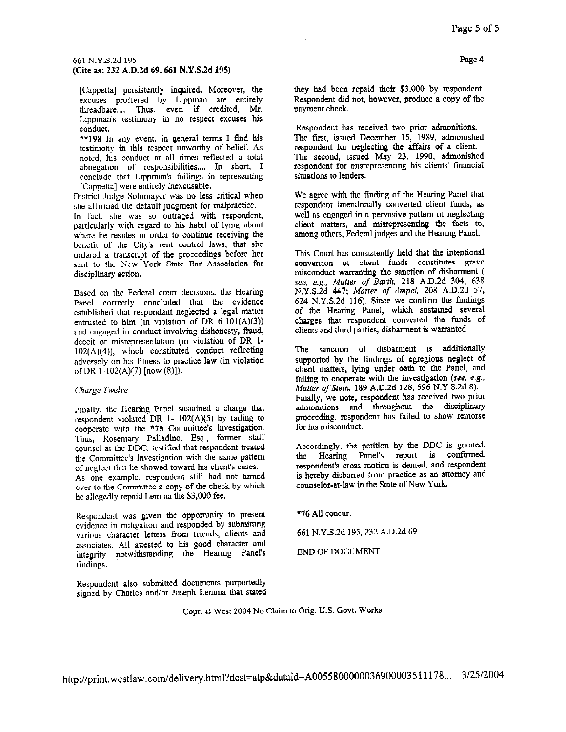[Cappetta] persistently inquired. Moreover, the excuses proffered by Lippman are entirely threadbare.... Thus, even if credited, Mr. Lippman's testimony in no respect excuses his conduct.

**198 In any event, in general terms I find his testimony in this respect unworthy of belief. As noted, his conduct at all times reflected a total abnegation of responsibilities.... In short, I conclude that Lippman's failings in representing [Cappetta] were entirely inexcusable.

District Judge Sotomayer was no less critical when she affirmed the default judgment for malpractice. In fact, she was so outraged with respondent, particularly with regard to his habit of lying about where he resides in order to continue receiving the benefit of the City's rent control laws, that she ordered a transcript of the proceedings before her sent to the New York State Bar Association for disciplinary action.

Based on the Federal court decisions, the Hearing Panel correctly concluded that the evidence established that respondent neglected a legal matter entrusted to him (in violation of DR 6-101(A)(3)) and engaged in conduct involving dishonesty, fraud, deceit or misrepresentation (in violation of DR 1-102(A)(4)), which constituted conduct reflecting adversely on his fitness to practice law (in violation of DR 1-102(A)(7) [now (8)]).

*Charge Twelve*

Finally, the Hearing Panel sustained a charge that respondent violated DR 1- 102(A)(5) by failing to cooperate with the *75 Committee's investigation. Thus, Rosemary Palladino, Esq., former staff counsel at the DDC, testified that respondent treated the Committee's investigation with the same pattern of neglect that he showed toward his client's cases. As one example, respondent still had not turned over to the Committee a copy of the check by which he allegedly repaid Lemma the $3,000 fee.

Respondent was given the opportunity to present evidence in mitigation and responded by submitting various character letters from friends, clients and associates. All attested to his good character and integrity notwithstanding the Hearing Panel's findings.

Respondent also submitted documents purportedly signed by Charles and/or Joseph Lemma that stated they had been repaid their $3,000 by respondent. Respondent did not, however, produce a copy of the payment check.

Respondent has received two prior admonitions. The first, issued December 15, 1989, admonished respondent for neglecting the affairs of a client. The second, issued May 23, 1990, admonished respondent for misrepresenting his clients' financial situations to lenders.

We agree with the finding of the Hearing Panel that respondent intentionally converted client funds, as well as engaged in a pervasive pattern of neglecting client matters, and misrepresenting the facts to, among others, Federal judges and the Hearing Panel.

This Court has consistently held that the intentional conversion of client funds constitutes grave misconduct warranting the sanction of disbarment ( *see, e.g., Matter of Barth,* 218 A.D.2d 304, 638 N.Y.S.2d 447; *Matter of Ampel,* 208 A.D.2d 57, 624 N.Y.S.2d 116). Since we confirm the findings of the Hearing Panel, which sustained several charges that respondent converted the funds of clients and third parties, disbarment is warranted.

The sanction of disbarment is additionally supported by the findings of egregious neglect of client matters, lying under oath to the Panel, and failing to cooperate with the investigation (*see, e.g., Matter of Stein,* 189 A.D.2d 128, 596 N.Y.S.2d 8). Finally, we note, respondent has received two prior admonitions and throughout the disciplinary proceeding, respondent has failed to show remorse for his misconduct.

Accordingly, the petition by the DDC is granted, the Hearing Panel's report is confirmed, respondent's cross motion is denied, and respondent is hereby disbarred from practice as an attorney and counselor-at-law in the State of New York.

*76 All concur.

661 N.Y.S.2d 195, 232 A.D.2d 69

END OF DOCUMENT

Copr. © West 2004 No Claim to Orig. U.S. Govt. Works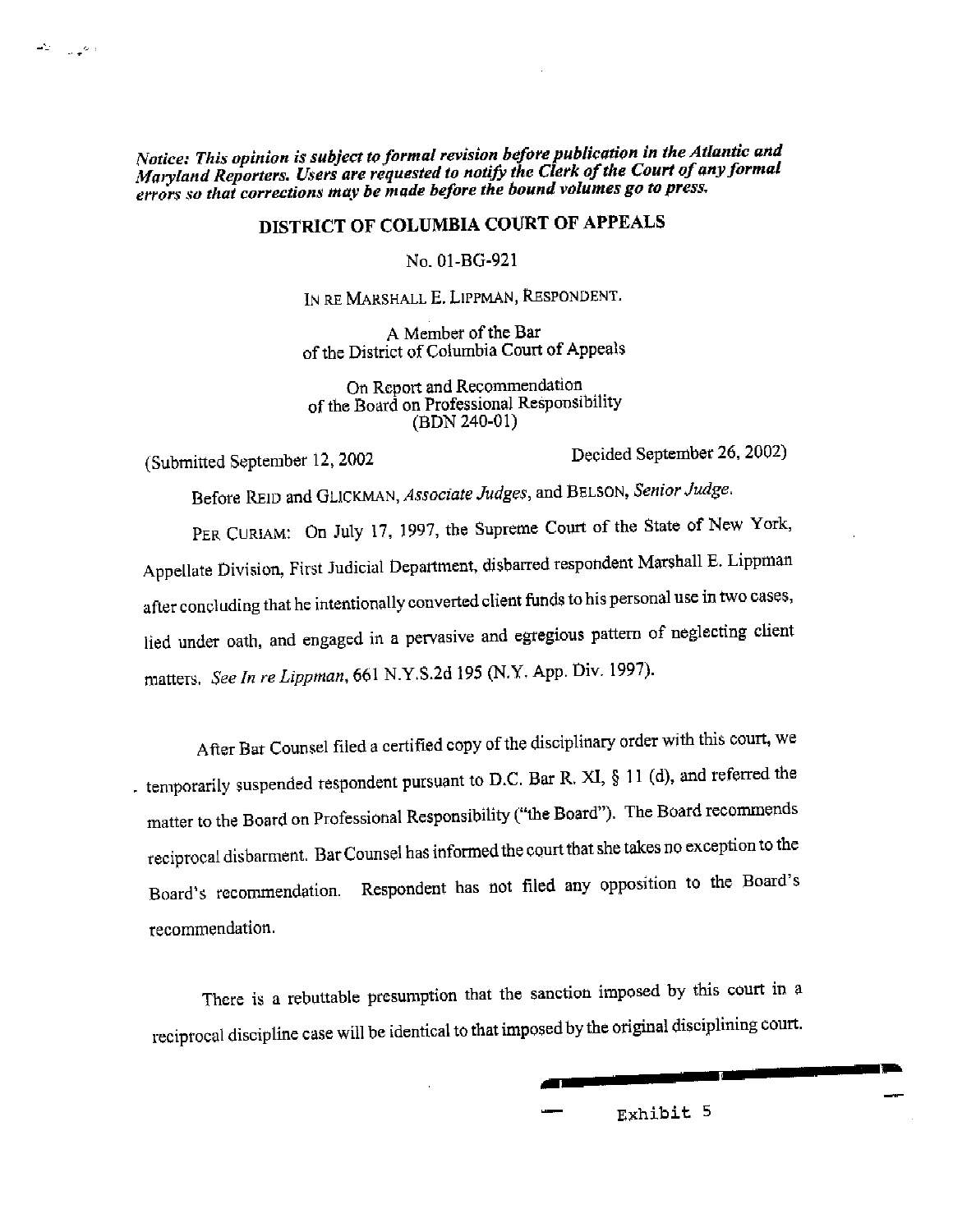*Notice: This opinion is subject to formal revision before publication in the Atlantic and Maryland Reporters. Users are requested to notify the Clerk of the Court of any formal errors so that corrections may be made before the bound volumes go to press.*

# DISTRICT OF COLUMBIA COURT OF APPEALS

No. 01-BG-921

IN RE MARSHALL E. LIPPMAN, RESPONDENT.

A Member of the Bar
of the District of Columbia Court of Appeals

On Report and Recommendation
of the Board on Professional Responsibility
(BDN 240-01)

(Submitted September 12, 2002 Decided September 26, 2002)

Before REID and GLICKMAN, *Associate Judges*, and BELSON, *Senior Judge*.

PER CURIAM: On July 17, 1997, the Supreme Court of the State of New York, Appellate Division, First Judicial Department, disbarred respondent Marshall E. Lippman after concluding that he intentionally converted client funds to his personal use in two cases, lied under oath, and engaged in a pervasive and egregious pattern of neglecting client matters. *See In re Lippman*, 661 N.Y.S.2d 195 (N.Y. App. Div. 1997).

After Bar Counsel filed a certified copy of the disciplinary order with this court, we temporarily suspended respondent pursuant to D.C. Bar R. XI, § 11 (d), and referred the matter to the Board on Professional Responsibility ("the Board"). The Board recommends reciprocal disbarment. Bar Counsel has informed the court that she takes no exception to the Board's recommendation. Respondent has not filed any opposition to the Board's recommendation.

There is a rebuttable presumption that the sanction imposed by this court in a reciprocal discipline case will be identical to that imposed by the original disciplining court.

Exhibit 5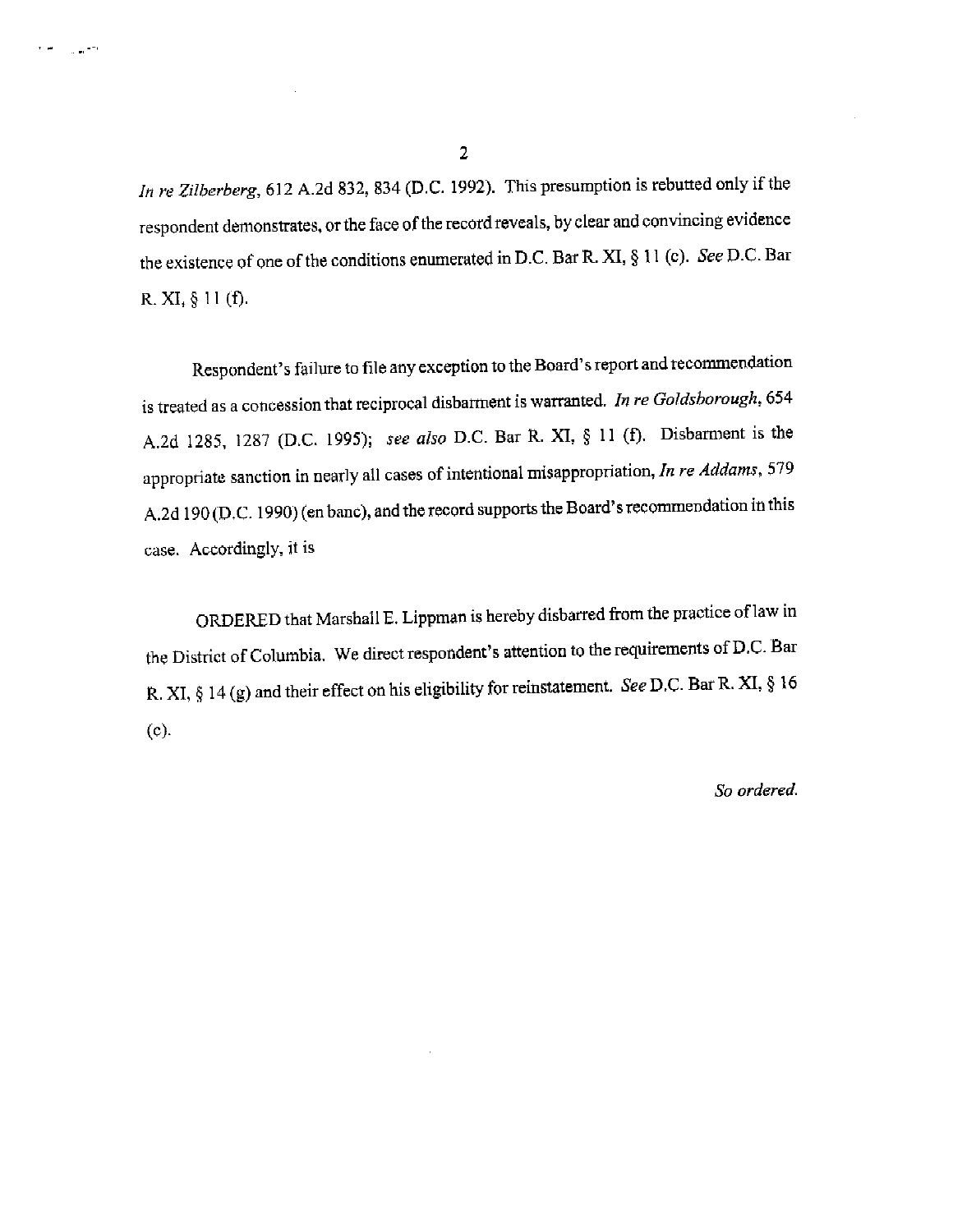*In re Zilberberg*, 612 A.2d 832, 834 (D.C. 1992). This presumption is rebutted only if the respondent demonstrates, or the face of the record reveals, by clear and convincing evidence the existence of one of the conditions enumerated in D.C. Bar R. XI, § 11 (c). *See* D.C. Bar R. XI, § 11 (f).

Respondent's failure to file any exception to the Board's report and recommendation is treated as a concession that reciprocal disbarment is warranted. *In re Goldsborough*, 654 A.2d 1285, 1287 (D.C. 1995); *see also* D.C. Bar R. XI, § 11 (f). Disbarment is the appropriate sanction in nearly all cases of intentional misappropriation, *In re Addams*, 579 A.2d 190 (D.C. 1990) (en banc), and the record supports the Board's recommendation in this case. Accordingly, it is

ORDERED that Marshall E. Lippman is hereby disbarred from the practice of law in the District of Columbia. We direct respondent's attention to the requirements of D.C. Bar R. XI, § 14 (g) and their effect on his eligibility for reinstatement. *See* D.C. Bar R. XI, § 16 (c).

*So ordered.*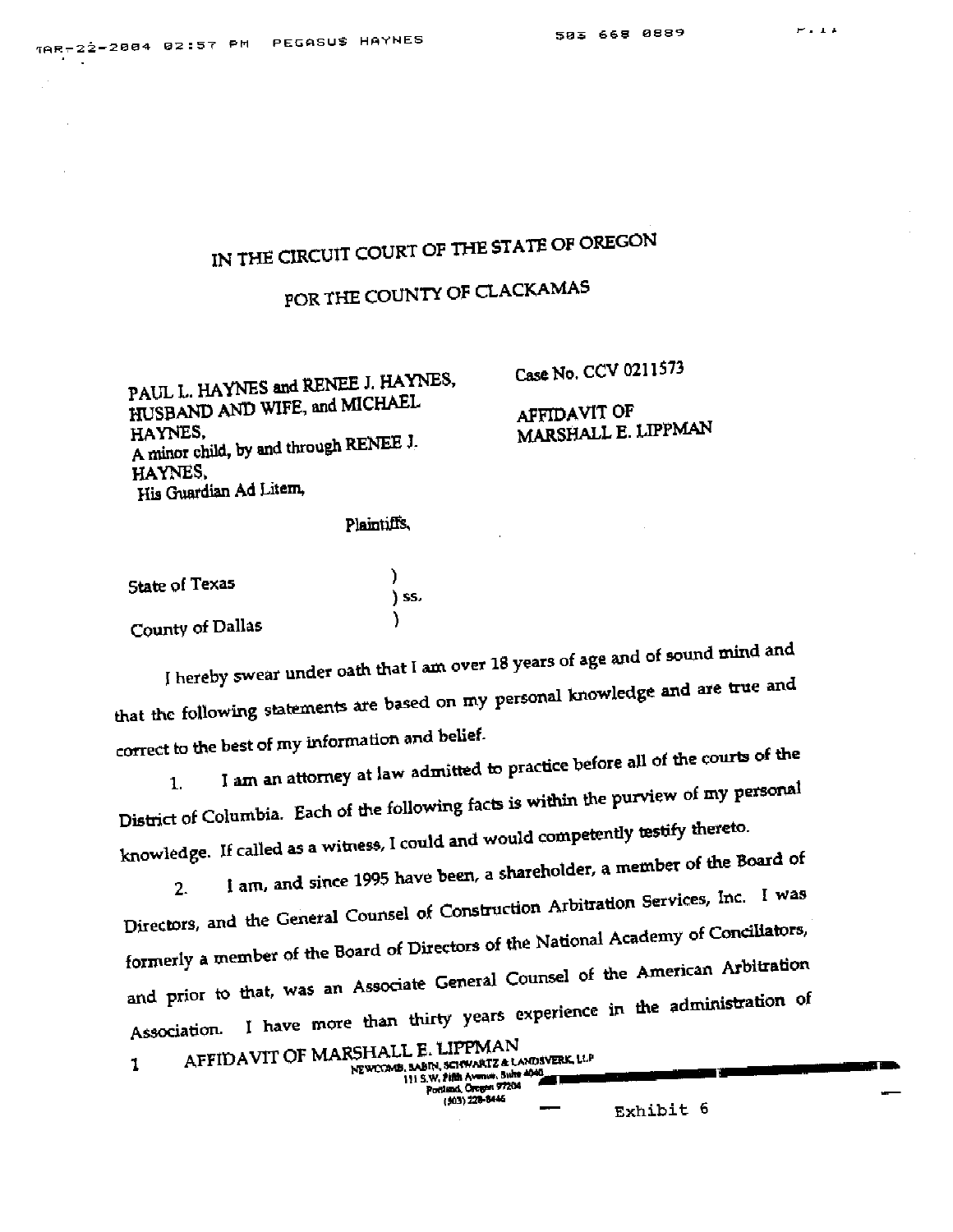# IN THE CIRCUIT COURT OF THE STATE OF OREGON

## FOR THE COUNTY OF CLACKAMAS

PAUL L. HAYNES and RENEE J. HAYNES, HUSBAND AND WIFE, and MICHAEL HAYNES,
A minor child, by and through RENEE J. HAYNES,
His Guardian Ad Litem,

Plaintiffs,

Case No. CCV 0211573

AFFIDAVIT OF MARSHALL E. LIPPMAN

State of Texas )
) ss.
County of Dallas )

I hereby swear under oath that I am over 18 years of age and of sound mind and that the following statements are based on my personal knowledge and are true and correct to the best of my information and belief.

1. I am an attorney at law admitted to practice before all of the courts of the District of Columbia. Each of the following facts is within the purview of my personal knowledge. If called as a witness, I could and would competently testify thereto.

2. I am, and since 1995 have been, a shareholder, a member of the Board of Directors, and the General Counsel of Construction Arbitration Services, Inc. I was formerly a member of the Board of Directors of the National Academy of Conciliators, and prior to that, was an Associate General Counsel of the American Arbitration Association. I have more than thirty years experience in the administration of

AFFIDAVIT OF MARSHALL E. LIPPMAN

NEWCOMB, SABIN, SCHWARTZ & LANDSVERK, LLP
111 S.W. Fifth Avenue, Suite 4040
Portland, Oregon 97204
(503) 228-8446

Exhibit 6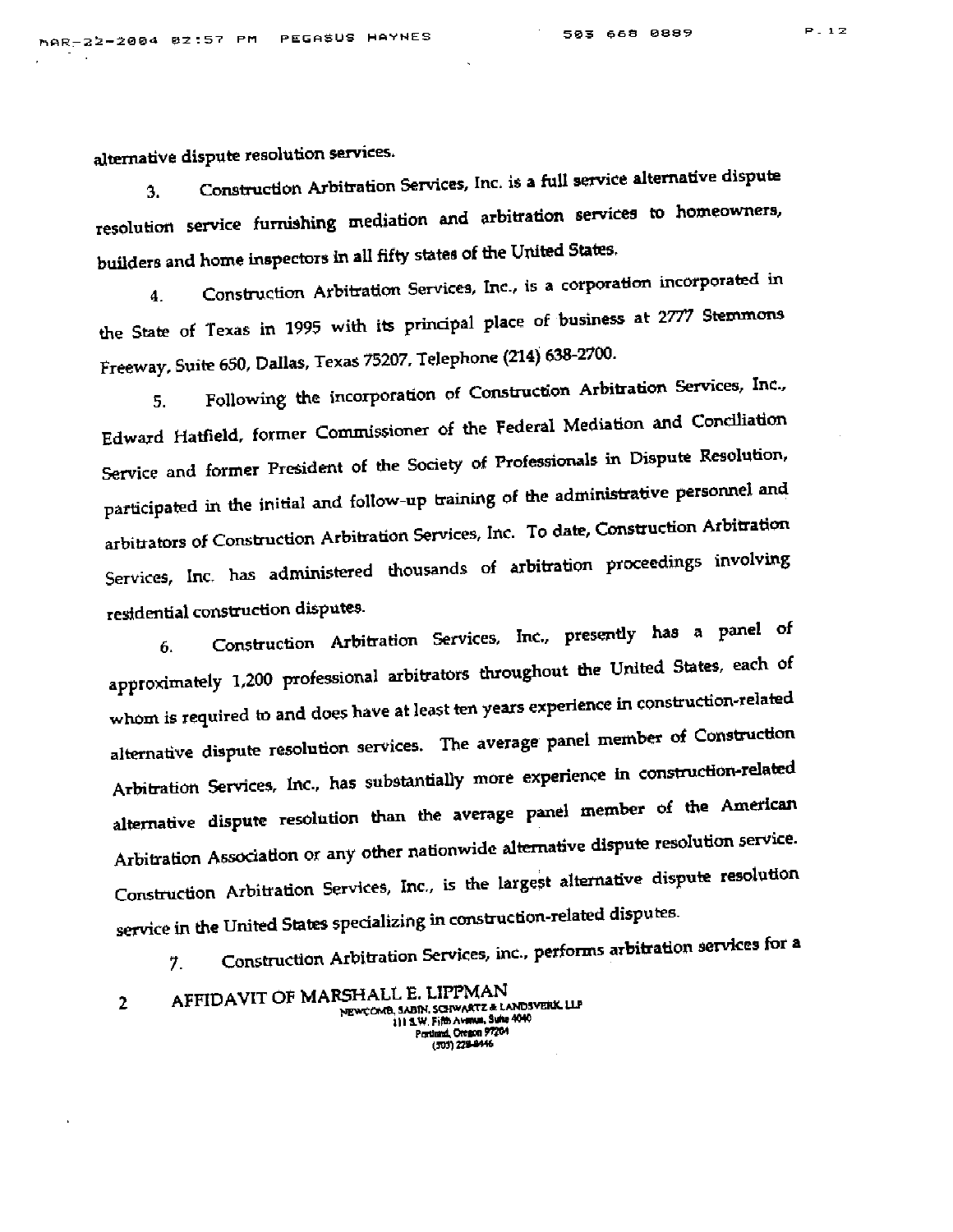alternative dispute resolution services.

3. Construction Arbitration Services, Inc. is a full service alternative dispute resolution service furnishing mediation and arbitration services to homeowners, builders and home inspectors in all fifty states of the United States.

4. Construction Arbitration Services, Inc., is a corporation incorporated in the State of Texas in 1995 with its principal place of business at 2777 Stemmons Freeway, Suite 650, Dallas, Texas 75207, Telephone (214) 638-2700.

5. Following the incorporation of Construction Arbitration Services, Inc., Edward Hatfield, former Commissioner of the Federal Mediation and Conciliation Service and former President of the Society of Professionals in Dispute Resolution, participated in the initial and follow-up training of the administrative personnel and arbitrators of Construction Arbitration Services, Inc. To date, Construction Arbitration Services, Inc. has administered thousands of arbitration proceedings involving residential construction disputes.

6. Construction Arbitration Services, Inc., presently has a panel of approximately 1,200 professional arbitrators throughout the United States, each of whom is required to and does have at least ten years experience in construction-related alternative dispute resolution services. The average panel member of Construction Arbitration Services, Inc., has substantially more experience in construction-related alternative dispute resolution than the average panel member of the American Arbitration Association or any other nationwide alternative dispute resolution service. Construction Arbitration Services, Inc., is the largest alternative dispute resolution service in the United States specializing in construction-related disputes.

7. Construction Arbitration Services, inc., performs arbitration services for a

AFFIDAVIT OF MARSHALL E. LIPPMAN

NEWCOMB, SABIN, SCHWARTZ & LANDSVERK, LLP
111 S.W. Fifth Avenue, Suite 4040
Portland, Oregon 97204
(503) 228-8446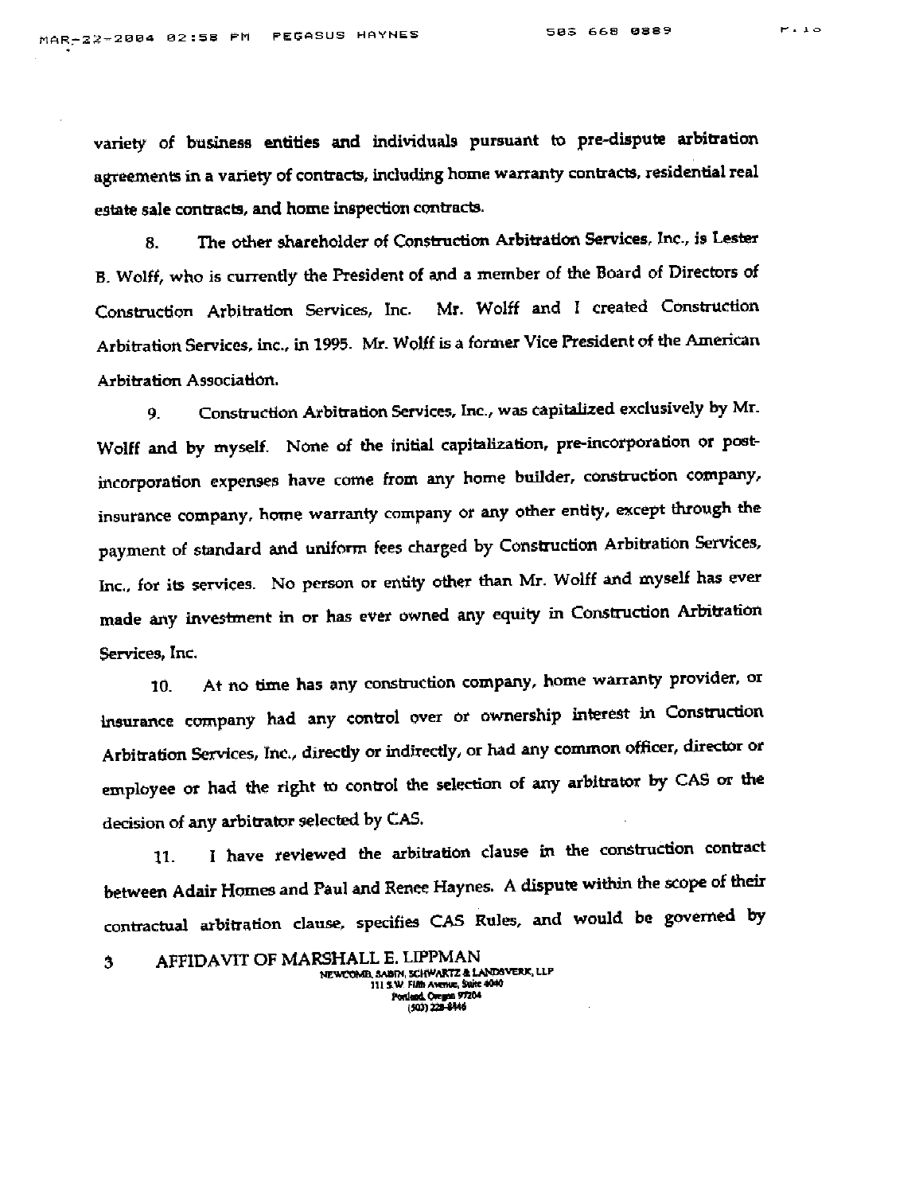variety of business entities and individuals pursuant to pre-dispute arbitration agreements in a variety of contracts, including home warranty contracts, residential real estate sale contracts, and home inspection contracts.

8. The other shareholder of Construction Arbitration Services, Inc., is Lester B. Wolff, who is currently the President of and a member of the Board of Directors of Construction Arbitration Services, Inc. Mr. Wolff and I created Construction Arbitration Services, inc., in 1995. Mr. Wolff is a former Vice President of the American Arbitration Association.

9. Construction Arbitration Services, Inc., was capitalized exclusively by Mr. Wolff and by myself. None of the initial capitalization, pre-incorporation or post-incorporation expenses have come from any home builder, construction company, insurance company, home warranty company or any other entity, except through the payment of standard and uniform fees charged by Construction Arbitration Services, Inc., for its services. No person or entity other than Mr. Wolff and myself has ever made any investment in or has ever owned any equity in Construction Arbitration Services, Inc.

10. At no time has any construction company, home warranty provider, or insurance company had any control over or ownership interest in Construction Arbitration Services, Inc., directly or indirectly, or had any common officer, director or employee or had the right to control the selection of any arbitrator by CAS or the decision of any arbitrator selected by CAS.

11. I have reviewed the arbitration clause in the construction contract between Adair Homes and Paul and Renee Haynes. A dispute within the scope of their contractual arbitration clause, specifies CAS Rules, and would be governed by

AFFIDAVIT OF MARSHALL E. LIPPMAN

NEWCOMB, SABIN, SCHWARTZ & LANDSVERK, LLP
111 S.W. Fifth Avenue, Suite 4040
Portland, Oregon 97204
(503) 228-8446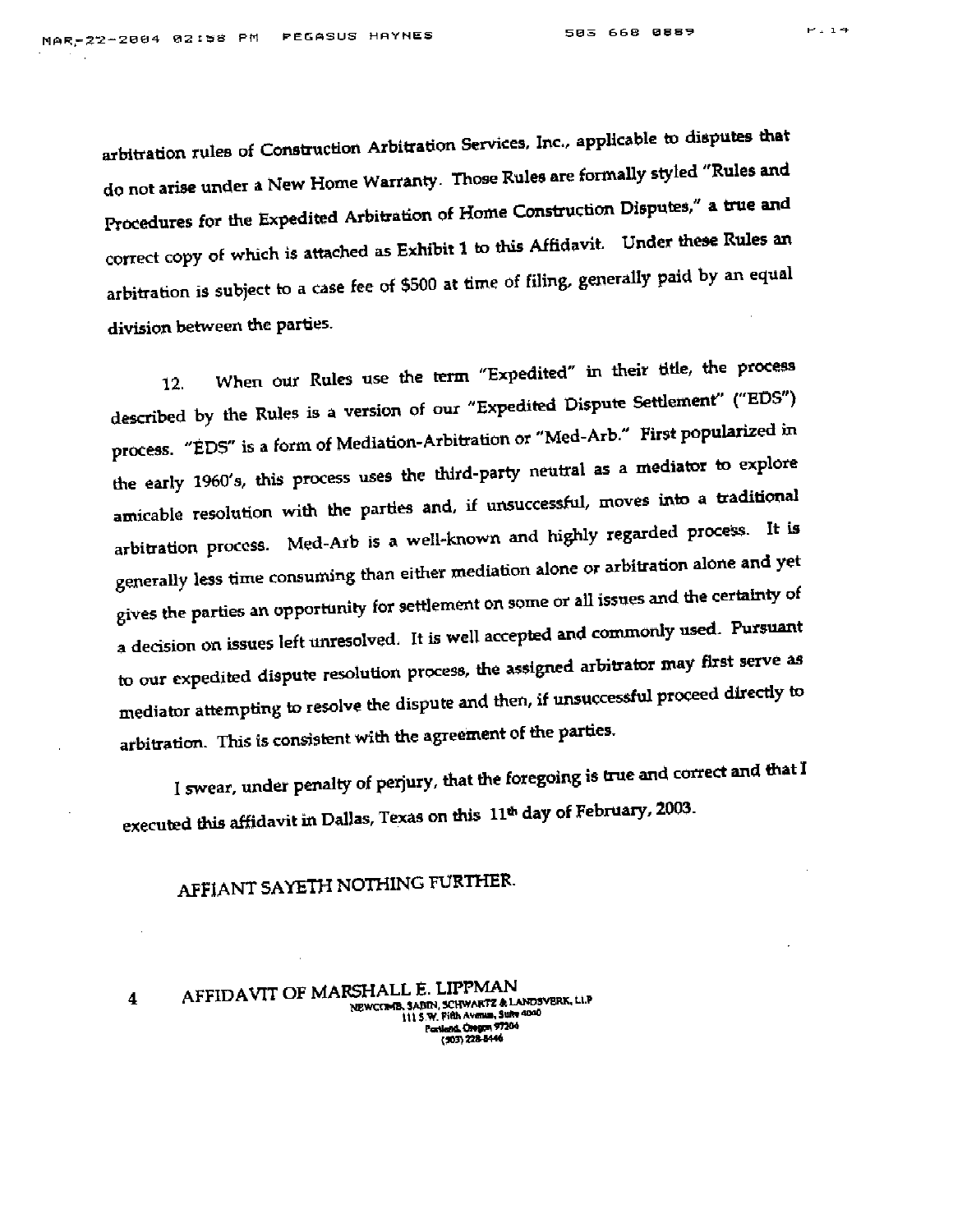arbitration rules of Construction Arbitration Services, Inc., applicable to disputes that do not arise under a New Home Warranty. Those Rules are formally styled "Rules and Procedures for the Expedited Arbitration of Home Construction Disputes," a true and correct copy of which is attached as Exhibit 1 to this Affidavit. Under these Rules an arbitration is subject to a case fee of $500 at time of filing, generally paid by an equal division between the parties.

12. When our Rules use the term "Expedited" in their title, the process described by the Rules is a version of our "Expedited Dispute Settlement" ("EDS") process. "EDS" is a form of Mediation-Arbitration or "Med-Arb." First popularized in the early 1960's, this process uses the third-party neutral as a mediator to explore amicable resolution with the parties and, if unsuccessful, moves into a traditional arbitration process. Med-Arb is a well-known and highly regarded process. It is generally less time consuming than either mediation alone or arbitration alone and yet gives the parties an opportunity for settlement on some or all issues and the certainty of a decision on issues left unresolved. It is well accepted and commonly used. Pursuant to our expedited dispute resolution process, the assigned arbitrator may first serve as mediator attempting to resolve the dispute and then, if unsuccessful proceed directly to arbitration. This is consistent with the agreement of the parties.

I swear, under penalty of perjury, that the foregoing is true and correct and that I executed this affidavit in Dallas, Texas on this 11th day of February, 2003.

AFFIANT SAYETH NOTHING FURTHER.

AFFIDAVIT OF MARSHALL E. LIPPMAN

NEWCOMB, SABIN, SCHWARTZ & LANDSVERK, LLP
111 S.W. Fifth Avenue, Suite 4040
Portland, Oregon 97204
(503) 228-8446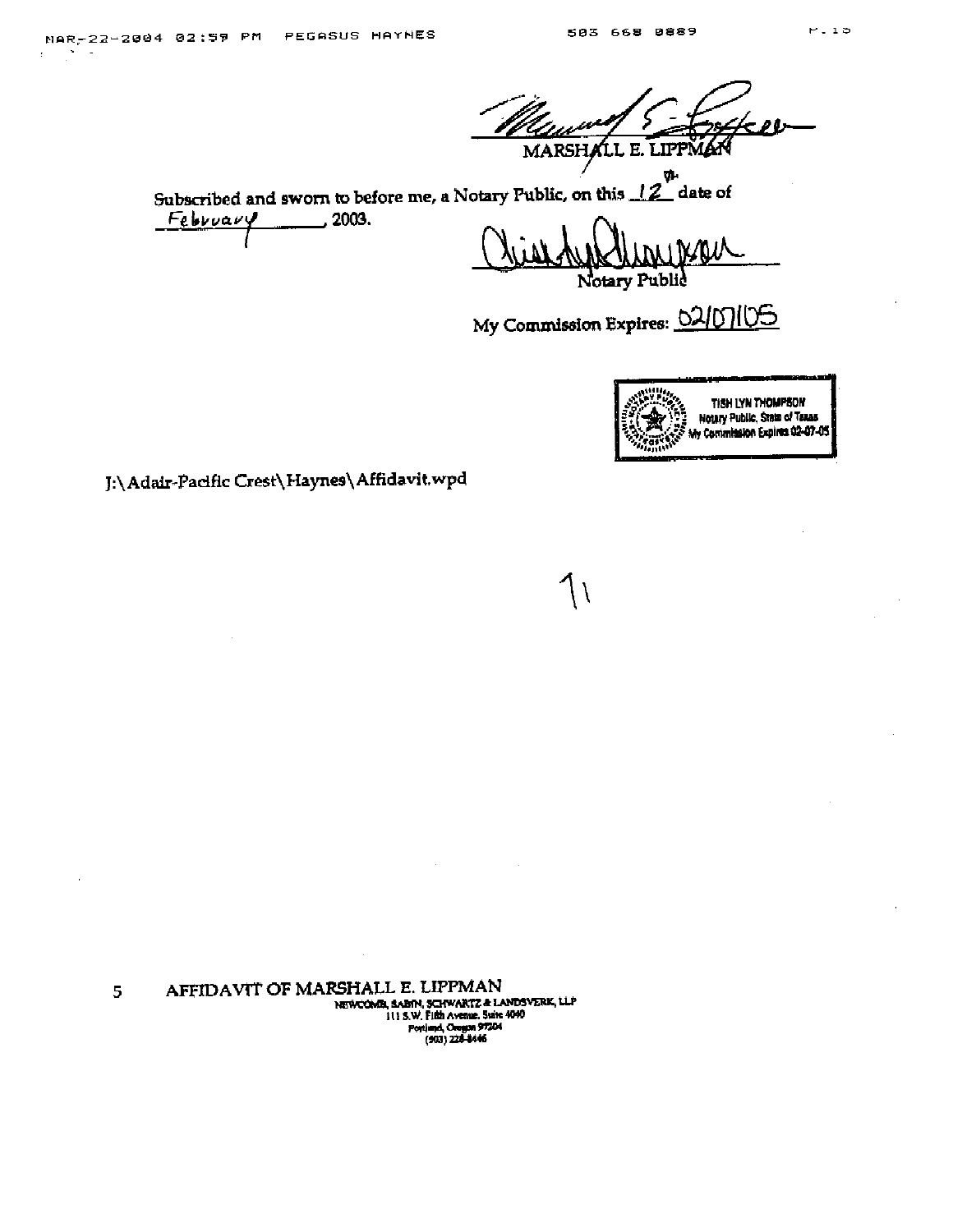MARSHALL E. LIPPMAN

Subscribed and sworn to before me, a Notary Public, on this 12th date of February, 2003.

Notary Public

My Commission Expires: 02/07/05

TISH LYN THOMPSON
Notary Public, State of Texas
My Commission Expires 02-07-05

J:\Adair-Pacific Crest\Haynes\Affidavit.wpd

11

5 AFFIDAVIT OF MARSHALL E. LIPPMAN

NEWCOMB, SABIN, SCHWARTZ & LANDSVERK, LLP
111 S.W. Fifth Avenue, Suite 4040
Portland, Oregon 97204
(503) 228-8446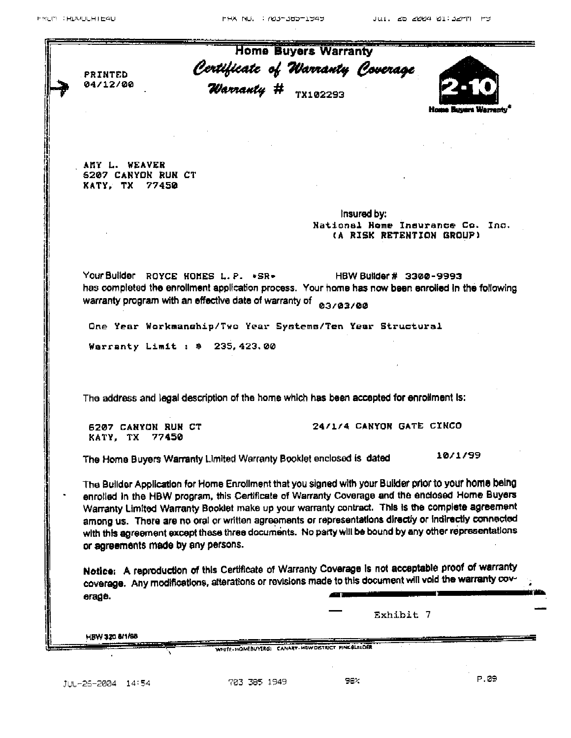# Home Buyers Warranty

## *Certificate of Warranty Coverage*

PRINTED
04/12/00

*Warranty #* TX102293

2-10 Home Buyers Warranty®

AMY L. WEAVER
6207 CANYON RUN CT
KATY, TX 77450

Insured by:
National Home Insurance Co. Inc.
(A RISK RETENTION GROUP)

Your Builder ROYCE HOMES L.P. \*SR\* HBW Builder # 3300-9993
has completed the enrollment application process. Your home has now been enrolled in the following warranty program with an effective date of warranty of 03/03/00

One Year Workmanship/Two Year Systems/Ten Year Structural

Warranty Limit : $ 235,423.00

The address and legal description of the home which has been accepted for enrollment is:

6207 CANYON RUN CT
KATY, TX 77450

24/1/4 CANYON GATE CINCO

The Home Buyers Warranty Limited Warranty Booklet enclosed is dated 10/1/99

The Builder Application for Home Enrollment that you signed with your Builder prior to your home being enrolled in the HBW program, this Certificate of Warranty Coverage and the enclosed Home Buyers Warranty Limited Warranty Booklet make up your warranty contract. This is the complete agreement among us. There are no oral or written agreements or representations directly or indirectly connected with this agreement except these three documents. No party will be bound by any other representations or agreements made by any persons.

**Notice:** A reproduction of this Certificate of Warranty Coverage is not acceptable proof of warranty coverage. Any modifications, alterations or revisions made to this document will void the warranty coverage.

Exhibit 7

HBW 320 8/1/98

WHITE-HOMEBUYER(S) CANARY-HBW DISTRICT PINK-BUILDER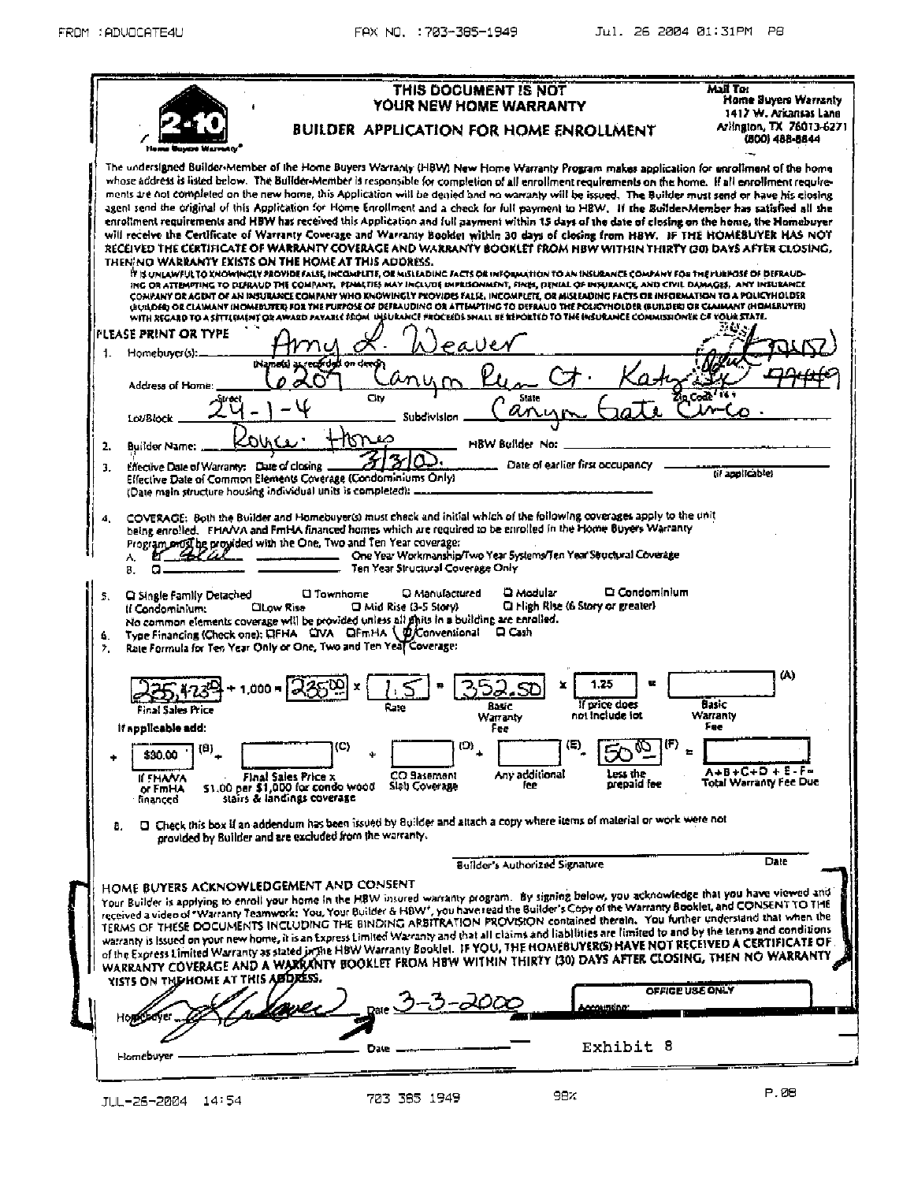# THIS DOCUMENT IS NOT YOUR NEW HOME WARRANTY

## BUILDER APPLICATION FOR HOME ENROLLMENT

2-10 Home Buyers Warranty

Mail To:
Home Buyers Warranty
1417 W. Arkansas Lane
Arlington, TX 76013-6271
(800) 488-8844

The undersigned Builder-Member of the Home Buyers Warranty (HBW) New Home Warranty Program makes application for enrollment of the home whose address is listed below. The Builder-Member is responsible for completion of all enrollment requirements on the home. If all enrollment requirements are not completed on the new home, this Application will be denied and no warranty will be issued. The Builder must send or have his closing agent send the original of this Application for Home Enrollment and a check for full payment to HBW. If the Builder-Member has satisfied all the enrollment requirements and HBW has received this Application and full payment within 15 days of the date of closing on the home, the Homebuyer will receive the Certificate of Warranty Coverage and Warranty Booklet within 30 days of closing from HBW. **IF THE HOMEBUYER HAS NOT RECEIVED THE CERTIFICATE OF WARRANTY COVERAGE AND WARRANTY BOOKLET FROM HBW WITHIN THIRTY (30) DAYS AFTER CLOSING, THEN NO WARRANTY EXISTS ON THE HOME AT THIS ADDRESS.**

IT IS UNLAWFUL TO KNOWINGLY PROVIDE FALSE, INCOMPLETE, OR MISLEADING FACTS OR INFORMATION TO AN INSURANCE COMPANY FOR THE PURPOSE OF DEFRAUDING OR ATTEMPTING TO DEFRAUD THE COMPANY. PENALTIES MAY INCLUDE IMPRISONMENT, FINES, DENIAL OF INSURANCE, AND CIVIL DAMAGES. ANY INSURANCE COMPANY OR AGENT OF AN INSURANCE COMPANY WHO KNOWINGLY PROVIDES FALSE, INCOMPLETE, OR MISLEADING FACTS OR INFORMATION TO A POLICYHOLDER (BUILDER) OR CLAIMANT (HOMEBUYER) FOR THE PURPOSE OF DEFRAUDING OR ATTEMPTING TO DEFRAUD THE POLICYHOLDER (BUILDER) OR CLAIMANT (HOMEBUYER) WITH REGARD TO A SETTLEMENT OR AWARD PAYABLE FROM INSURANCE PROCEEDS SHALL BE REPORTED TO THE INSURANCE COMMISSIONER OF YOUR STATE.

**PLEASE PRINT OR TYPE**

1. Homebuyer(s): Amy L. Weaver (Name(s) as recorded on deed)
   Address of Home: 6207 Canyon Run Ct. Katy TX 77449 (Street / City / State / Zip Code)
   Lot/Block: 24-1-4 Subdivision: Canyon Gate Cinco.
2. Builder Name: Royce Homes HBW Builder No: ______
3. Effective Date of Warranty: Date of closing 3/3/00 Date of earlier first occupancy ______ (if applicable)
   Effective Date of Common Elements Coverage (Condominiums Only)
   (Date main structure housing individual units is completed): ______
4. COVERAGE: Both the Builder and Homebuyer(s) must check and initial which of the following coverages apply to the unit being enrolled. FHA/VA and FmHA financed homes which are required to be enrolled in the Home Buyers Warranty Program must be provided with the One, Two and Ten Year coverage:
   A. ☑ ______ One Year Workmanship/Two Year Systems/Ten Year Structural Coverage
   B. ☐ ______ Ten Year Structural Coverage Only
5. ☐ Single Family Detached ☐ Townhome ☐ Manufactured ☐ Modular ☐ Condominium
   If Condominium: ☐ Low Rise ☐ Mid Rise (3-5 Story) ☐ High Rise (6 Story or greater)
   No common elements coverage will be provided unless all units in a building are enrolled.
6. Type Financing (Check one): ☐ FHA ☐ VA ☐ FmHA (☑) Conventional ☐ Cash
7. Rate Formula for Ten Year Only or One, Two and Ten Year Coverage:

235,123.00 (Final Sales Price) ÷ 1,000 = 235.00 × 1.5 (Rate) = 352.50 (Basic Warranty Fee) × 1.25 (If price does not include lot) = ______ (A) (Basic Warranty Fee)

If applicable add:

+ $30.00 (B) (If FHA/VA or FmHA financed) + ______ (C) (Final Sales Price × $1.00 per $1,000 for condo wood stairs & landings coverage) + ______ (D) (CO Basement Slab Coverage) + ______ (E) (Any additional fee) − 50.00 (F) (Less the prepaid fee) = ______ (A+B+C+D+E−F= Total Warranty Fee Due)

8. ☐ Check this box if an addendum has been issued by Builder and attach a copy where items of material or work were not provided by Builder and are excluded from the warranty.

Builder's Authorized Signature ______ Date ______

## HOME BUYERS ACKNOWLEDGEMENT AND CONSENT

Your Builder is applying to enroll your home in the HBW insured warranty program. By signing below, you acknowledge that you have viewed and received a video of "Warranty Teamwork: You, Your Builder & HBW", you have read the Builder's Copy of the Warranty Booklet, and CONSENT TO THE TERMS OF THESE DOCUMENTS INCLUDING THE BINDING ARBITRATION PROVISION contained therein. You further understand that when the warranty is issued on your new home, it is an Express Limited Warranty and that all claims and liabilities are limited to and by the terms and conditions of the Express Limited Warranty as stated in the HBW Warranty Booklet. **IF YOU, THE HOMEBUYER(S) HAVE NOT RECEIVED A CERTIFICATE OF WARRANTY COVERAGE AND A WARRANTY BOOKLET FROM HBW WITHIN THIRTY (30) DAYS AFTER CLOSING, THEN NO WARRANTY EXISTS ON THE HOME AT THIS ADDRESS.**

Homebuyer [signature] Date 3-3-2000

Homebuyer ______ Date ______

OFFICE USE ONLY
Accounting: ______

Exhibit 8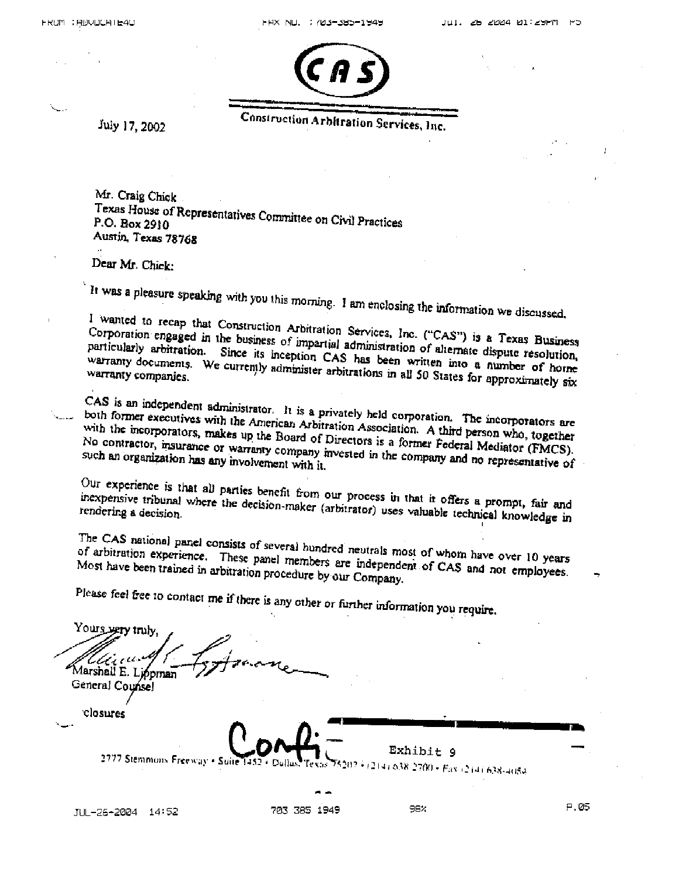CAS

Construction Arbitration Services, Inc.

July 17, 2002

Mr. Craig Chick
Texas House of Representatives Committee on Civil Practices
P.O. Box 2910
Austin, Texas 78768

Dear Mr. Chick:

It was a pleasure speaking with you this morning. I am enclosing the information we discussed.

I wanted to recap that Construction Arbitration Services, Inc. ("CAS") is a Texas Business Corporation engaged in the business of impartial administration of alternate dispute resolution, particularly arbitration. Since its inception CAS has been written into a number of home warranty documents. We currently administer arbitrations in all 50 States for approximately six warranty companies.

CAS is an independent administrator. It is a privately held corporation. The incorporators are both former executives with the American Arbitration Association. A third person who, together with the incorporators, makes up the Board of Directors is a former Federal Mediator (FMCS). No contractor, insurance or warranty company invested in the company and no representative of such an organization has any involvement with it.

Our experience is that all parties benefit from our process in that it offers a prompt, fair and inexpensive tribunal where the decision-maker (arbitrator) uses valuable technical knowledge in rendering a decision.

The CAS national panel consists of several hundred neutrals most of whom have over 10 years of arbitration experience. These panel members are independent of CAS and not employees. Most have been trained in arbitration procedure by our Company.

Please feel free to contact me if there is any other or further information you require.

Yours very truly,

Marshall E. Lippman
General Counsel

closures

Confi

Exhibit 9

2777 Stemmons Freeway • Suite 1452 • Dallas, Texas 75207 • (214) 638-2700 • Fax (214) 638-4054